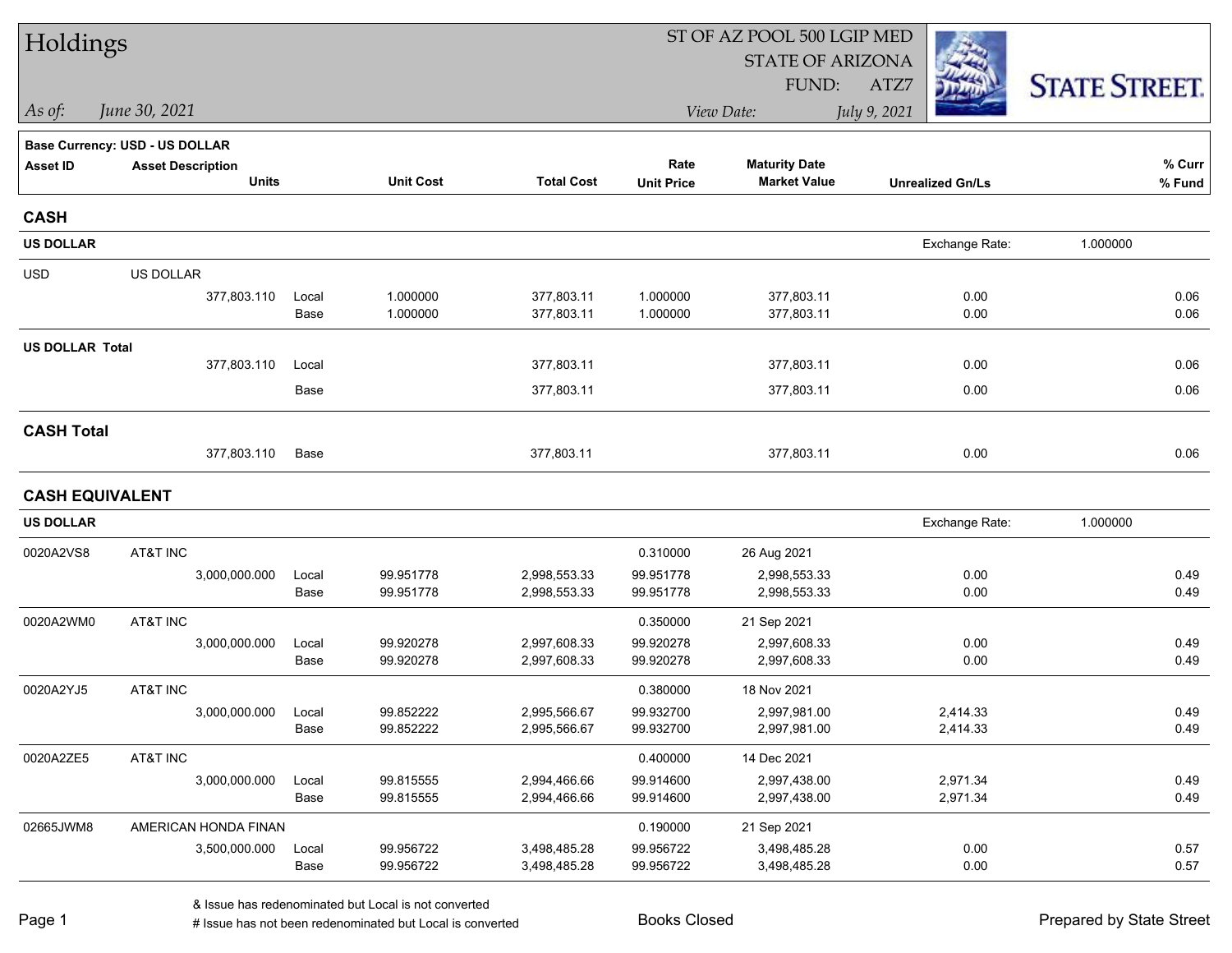# Holdings

ST OF AZ POOL 500 LGIP MED
STATE OF ARIZONA
FUND: ATZ7

*As of:* *June 30, 2021*

*View Date:* *July 9, 2021*

STATE STREET.

**Base Currency: USD - US DOLLAR**

| Asset ID | Asset Description / Units | | Unit Cost | Total Cost | Rate / Unit Price | Maturity Date / Market Value | Unrealized Gn/Ls | % Curr / % Fund |
|---|---|---|---|---|---|---|---|---|
| **CASH** | | | | | | | | |
| **US DOLLAR** | | | | | | | Exchange Rate: | 1.000000 |
| USD | US DOLLAR | | | | | | | |
| | 377,803.110 | Local | 1.000000 | 377,803.11 | 1.000000 | 377,803.11 | 0.00 | 0.06 |
| | | Base | 1.000000 | 377,803.11 | 1.000000 | 377,803.11 | 0.00 | 0.06 |
| **US DOLLAR Total** | | | | | | | | |
| | 377,803.110 | Local | | 377,803.11 | | 377,803.11 | 0.00 | 0.06 |
| | | Base | | 377,803.11 | | 377,803.11 | 0.00 | 0.06 |
| **CASH Total** | | | | | | | | |
| | 377,803.110 | Base | | 377,803.11 | | 377,803.11 | 0.00 | 0.06 |
| **CASH EQUIVALENT** | | | | | | | | |
| **US DOLLAR** | | | | | | | Exchange Rate: | 1.000000 |
| 0020A2VS8 | AT&T INC | | | | 0.310000 | 26 Aug 2021 | | |
| | 3,000,000.000 | Local | 99.951778 | 2,998,553.33 | 99.951778 | 2,998,553.33 | 0.00 | 0.49 |
| | | Base | 99.951778 | 2,998,553.33 | 99.951778 | 2,998,553.33 | 0.00 | 0.49 |
| 0020A2WM0 | AT&T INC | | | | 0.350000 | 21 Sep 2021 | | |
| | 3,000,000.000 | Local | 99.920278 | 2,997,608.33 | 99.920278 | 2,997,608.33 | 0.00 | 0.49 |
| | | Base | 99.920278 | 2,997,608.33 | 99.920278 | 2,997,608.33 | 0.00 | 0.49 |
| 0020A2YJ5 | AT&T INC | | | | 0.380000 | 18 Nov 2021 | | |
| | 3,000,000.000 | Local | 99.852222 | 2,995,566.67 | 99.932700 | 2,997,981.00 | 2,414.33 | 0.49 |
| | | Base | 99.852222 | 2,995,566.67 | 99.932700 | 2,997,981.00 | 2,414.33 | 0.49 |
| 0020A2ZE5 | AT&T INC | | | | 0.400000 | 14 Dec 2021 | | |
| | 3,000,000.000 | Local | 99.815555 | 2,994,466.66 | 99.914600 | 2,997,438.00 | 2,971.34 | 0.49 |
| | | Base | 99.815555 | 2,994,466.66 | 99.914600 | 2,997,438.00 | 2,971.34 | 0.49 |
| 02665JWM8 | AMERICAN HONDA FINAN | | | | 0.190000 | 21 Sep 2021 | | |
| | 3,500,000.000 | Local | 99.956722 | 3,498,485.28 | 99.956722 | 3,498,485.28 | 0.00 | 0.57 |
| | | Base | 99.956722 | 3,498,485.28 | 99.956722 | 3,498,485.28 | 0.00 | 0.57 |

& Issue has redenominated but Local is not converted
# Issue has not been redenominated but Local is converted

Books Closed

Prepared by State Street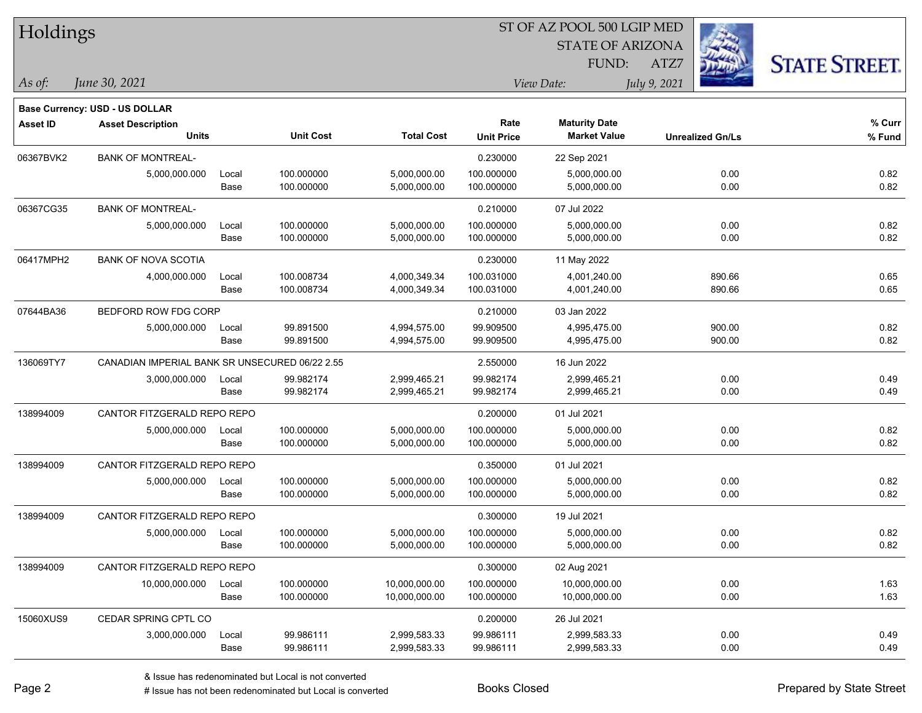# Holdings

ST OF AZ POOL 500 LGIP MED
STATE OF ARIZONA
FUND: ATZ7

*As of:* *June 30, 2021*

*View Date:* *July 9, 2021*

**Base Currency: USD - US DOLLAR**

| Asset ID | Asset Description / Units | | Unit Cost | Total Cost | Rate / Unit Price | Maturity Date / Market Value | Unrealized Gn/Ls | % Curr / % Fund |
|---|---|---|---|---|---|---|---|---|
| 06367BVK2 | BANK OF MONTREAL- | | | | 0.230000 | 22 Sep 2021 | | |
| | 5,000,000.000 | Local | 100.000000 | 5,000,000.00 | 100.000000 | 5,000,000.00 | 0.00 | 0.82 |
| | | Base | 100.000000 | 5,000,000.00 | 100.000000 | 5,000,000.00 | 0.00 | 0.82 |
| 06367CG35 | BANK OF MONTREAL- | | | | 0.210000 | 07 Jul 2022 | | |
| | 5,000,000.000 | Local | 100.000000 | 5,000,000.00 | 100.000000 | 5,000,000.00 | 0.00 | 0.82 |
| | | Base | 100.000000 | 5,000,000.00 | 100.000000 | 5,000,000.00 | 0.00 | 0.82 |
| 06417MPH2 | BANK OF NOVA SCOTIA | | | | 0.230000 | 11 May 2022 | | |
| | 4,000,000.000 | Local | 100.008734 | 4,000,349.34 | 100.031000 | 4,001,240.00 | 890.66 | 0.65 |
| | | Base | 100.008734 | 4,000,349.34 | 100.031000 | 4,001,240.00 | 890.66 | 0.65 |
| 07644BA36 | BEDFORD ROW FDG CORP | | | | 0.210000 | 03 Jan 2022 | | |
| | 5,000,000.000 | Local | 99.891500 | 4,994,575.00 | 99.909500 | 4,995,475.00 | 900.00 | 0.82 |
| | | Base | 99.891500 | 4,994,575.00 | 99.909500 | 4,995,475.00 | 900.00 | 0.82 |
| 136069TY7 | CANADIAN IMPERIAL BANK SR UNSECURED 06/22 2.55 | | | | 2.550000 | 16 Jun 2022 | | |
| | 3,000,000.000 | Local | 99.982174 | 2,999,465.21 | 99.982174 | 2,999,465.21 | 0.00 | 0.49 |
| | | Base | 99.982174 | 2,999,465.21 | 99.982174 | 2,999,465.21 | 0.00 | 0.49 |
| 138994009 | CANTOR FITZGERALD REPO REPO | | | | 0.200000 | 01 Jul 2021 | | |
| | 5,000,000.000 | Local | 100.000000 | 5,000,000.00 | 100.000000 | 5,000,000.00 | 0.00 | 0.82 |
| | | Base | 100.000000 | 5,000,000.00 | 100.000000 | 5,000,000.00 | 0.00 | 0.82 |
| 138994009 | CANTOR FITZGERALD REPO REPO | | | | 0.350000 | 01 Jul 2021 | | |
| | 5,000,000.000 | Local | 100.000000 | 5,000,000.00 | 100.000000 | 5,000,000.00 | 0.00 | 0.82 |
| | | Base | 100.000000 | 5,000,000.00 | 100.000000 | 5,000,000.00 | 0.00 | 0.82 |
| 138994009 | CANTOR FITZGERALD REPO REPO | | | | 0.300000 | 19 Jul 2021 | | |
| | 5,000,000.000 | Local | 100.000000 | 5,000,000.00 | 100.000000 | 5,000,000.00 | 0.00 | 0.82 |
| | | Base | 100.000000 | 5,000,000.00 | 100.000000 | 5,000,000.00 | 0.00 | 0.82 |
| 138994009 | CANTOR FITZGERALD REPO REPO | | | | 0.300000 | 02 Aug 2021 | | |
| | 10,000,000.000 | Local | 100.000000 | 10,000,000.00 | 100.000000 | 10,000,000.00 | 0.00 | 1.63 |
| | | Base | 100.000000 | 10,000,000.00 | 100.000000 | 10,000,000.00 | 0.00 | 1.63 |
| 15060XUS9 | CEDAR SPRING CPTL CO | | | | 0.200000 | 26 Jul 2021 | | |
| | 3,000,000.000 | Local | 99.986111 | 2,999,583.33 | 99.986111 | 2,999,583.33 | 0.00 | 0.49 |
| | | Base | 99.986111 | 2,999,583.33 | 99.986111 | 2,999,583.33 | 0.00 | 0.49 |

& Issue has redenominated but Local is not converted
# Issue has not been redenominated but Local is converted

Books Closed

Prepared by State Street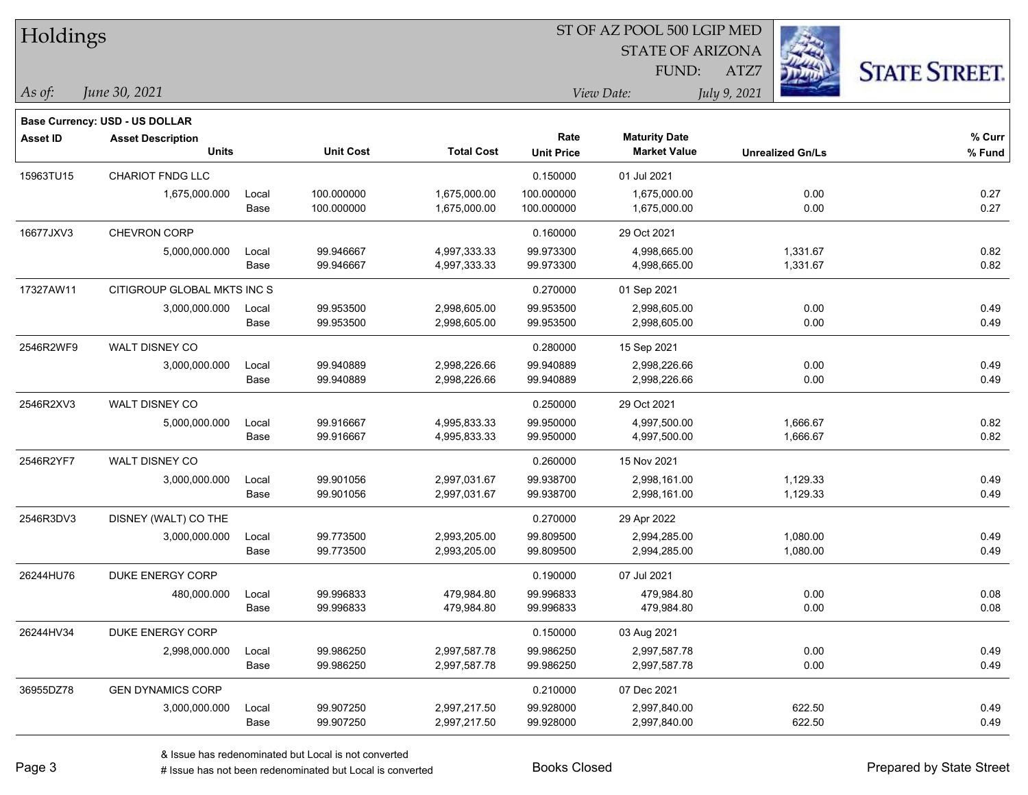# Holdings

ST OF AZ POOL 500 LGIP MED
STATE OF ARIZONA
FUND: ATZ7

*As of:* *June 30, 2021*

*View Date:* *July 9, 2021*

STATE STREET.

**Base Currency: USD - US DOLLAR**

| Asset ID | Asset Description / Units | | Unit Cost | Total Cost | Rate / Unit Price | Maturity Date / Market Value | Unrealized Gn/Ls | % Curr / % Fund |
|---|---|---|---|---|---|---|---|---|
| 15963TU15 | CHARIOT FNDG LLC | | | | 0.150000 | 01 Jul 2021 | | |
| | 1,675,000.000 | Local | 100.000000 | 1,675,000.00 | 100.000000 | 1,675,000.00 | 0.00 | 0.27 |
| | | Base | 100.000000 | 1,675,000.00 | 100.000000 | 1,675,000.00 | 0.00 | 0.27 |
| 16677JXV3 | CHEVRON CORP | | | | 0.160000 | 29 Oct 2021 | | |
| | 5,000,000.000 | Local | 99.946667 | 4,997,333.33 | 99.973300 | 4,998,665.00 | 1,331.67 | 0.82 |
| | | Base | 99.946667 | 4,997,333.33 | 99.973300 | 4,998,665.00 | 1,331.67 | 0.82 |
| 17327AW11 | CITIGROUP GLOBAL MKTS INC S | | | | 0.270000 | 01 Sep 2021 | | |
| | 3,000,000.000 | Local | 99.953500 | 2,998,605.00 | 99.953500 | 2,998,605.00 | 0.00 | 0.49 |
| | | Base | 99.953500 | 2,998,605.00 | 99.953500 | 2,998,605.00 | 0.00 | 0.49 |
| 2546R2WF9 | WALT DISNEY CO | | | | 0.280000 | 15 Sep 2021 | | |
| | 3,000,000.000 | Local | 99.940889 | 2,998,226.66 | 99.940889 | 2,998,226.66 | 0.00 | 0.49 |
| | | Base | 99.940889 | 2,998,226.66 | 99.940889 | 2,998,226.66 | 0.00 | 0.49 |
| 2546R2XV3 | WALT DISNEY CO | | | | 0.250000 | 29 Oct 2021 | | |
| | 5,000,000.000 | Local | 99.916667 | 4,995,833.33 | 99.950000 | 4,997,500.00 | 1,666.67 | 0.82 |
| | | Base | 99.916667 | 4,995,833.33 | 99.950000 | 4,997,500.00 | 1,666.67 | 0.82 |
| 2546R2YF7 | WALT DISNEY CO | | | | 0.260000 | 15 Nov 2021 | | |
| | 3,000,000.000 | Local | 99.901056 | 2,997,031.67 | 99.938700 | 2,998,161.00 | 1,129.33 | 0.49 |
| | | Base | 99.901056 | 2,997,031.67 | 99.938700 | 2,998,161.00 | 1,129.33 | 0.49 |
| 2546R3DV3 | DISNEY (WALT) CO THE | | | | 0.270000 | 29 Apr 2022 | | |
| | 3,000,000.000 | Local | 99.773500 | 2,993,205.00 | 99.809500 | 2,994,285.00 | 1,080.00 | 0.49 |
| | | Base | 99.773500 | 2,993,205.00 | 99.809500 | 2,994,285.00 | 1,080.00 | 0.49 |
| 26244HU76 | DUKE ENERGY CORP | | | | 0.190000 | 07 Jul 2021 | | |
| | 480,000.000 | Local | 99.996833 | 479,984.80 | 99.996833 | 479,984.80 | 0.00 | 0.08 |
| | | Base | 99.996833 | 479,984.80 | 99.996833 | 479,984.80 | 0.00 | 0.08 |
| 26244HV34 | DUKE ENERGY CORP | | | | 0.150000 | 03 Aug 2021 | | |
| | 2,998,000.000 | Local | 99.986250 | 2,997,587.78 | 99.986250 | 2,997,587.78 | 0.00 | 0.49 |
| | | Base | 99.986250 | 2,997,587.78 | 99.986250 | 2,997,587.78 | 0.00 | 0.49 |
| 36955DZ78 | GEN DYNAMICS CORP | | | | 0.210000 | 07 Dec 2021 | | |
| | 3,000,000.000 | Local | 99.907250 | 2,997,217.50 | 99.928000 | 2,997,840.00 | 622.50 | 0.49 |
| | | Base | 99.907250 | 2,997,217.50 | 99.928000 | 2,997,840.00 | 622.50 | 0.49 |

& Issue has redenominated but Local is not converted
# Issue has not been redenominated but Local is converted

Books Closed

Prepared by State Street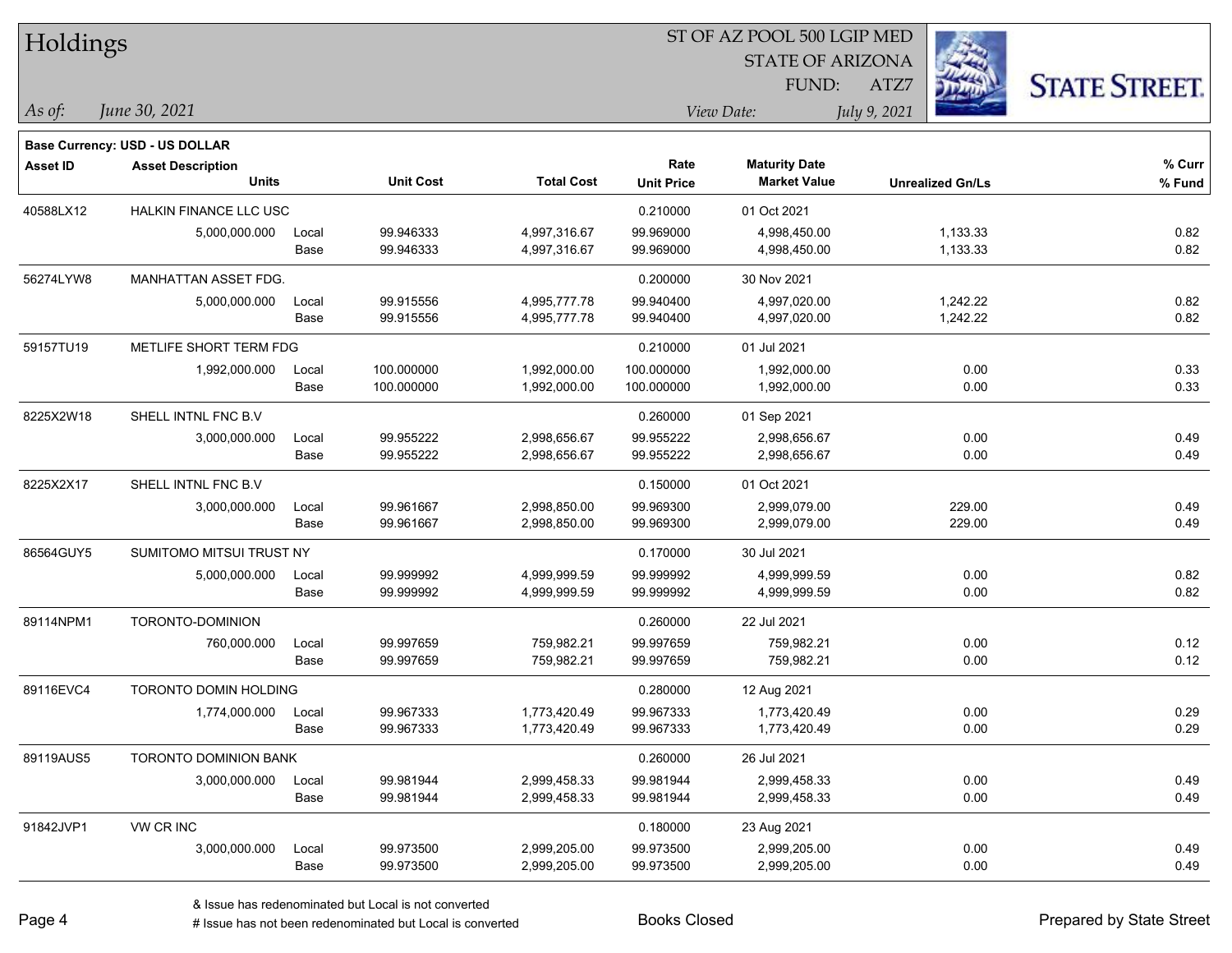**Base Currency: USD - US DOLLAR**

| Asset ID | Asset Description / Units | | Unit Cost | Total Cost | Rate / Unit Price | Maturity Date / Market Value | Unrealized Gn/Ls | % Curr / % Fund |
|---|---|---|---|---|---|---|---|---|
| 40588LX12 | HALKIN FINANCE LLC USC | | | | 0.210000 | 01 Oct 2021 | | |
| | 5,000,000.000 | Local | 99.946333 | 4,997,316.67 | 99.969000 | 4,998,450.00 | 1,133.33 | 0.82 |
| | | Base | 99.946333 | 4,997,316.67 | 99.969000 | 4,998,450.00 | 1,133.33 | 0.82 |
| 56274LYW8 | MANHATTAN ASSET FDG. | | | | 0.200000 | 30 Nov 2021 | | |
| | 5,000,000.000 | Local | 99.915556 | 4,995,777.78 | 99.940400 | 4,997,020.00 | 1,242.22 | 0.82 |
| | | Base | 99.915556 | 4,995,777.78 | 99.940400 | 4,997,020.00 | 1,242.22 | 0.82 |
| 59157TU19 | METLIFE SHORT TERM FDG | | | | 0.210000 | 01 Jul 2021 | | |
| | 1,992,000.000 | Local | 100.000000 | 1,992,000.00 | 100.000000 | 1,992,000.00 | 0.00 | 0.33 |
| | | Base | 100.000000 | 1,992,000.00 | 100.000000 | 1,992,000.00 | 0.00 | 0.33 |
| 8225X2W18 | SHELL INTNL FNC B.V | | | | 0.260000 | 01 Sep 2021 | | |
| | 3,000,000.000 | Local | 99.955222 | 2,998,656.67 | 99.955222 | 2,998,656.67 | 0.00 | 0.49 |
| | | Base | 99.955222 | 2,998,656.67 | 99.955222 | 2,998,656.67 | 0.00 | 0.49 |
| 8225X2X17 | SHELL INTNL FNC B.V | | | | 0.150000 | 01 Oct 2021 | | |
| | 3,000,000.000 | Local | 99.961667 | 2,998,850.00 | 99.969300 | 2,999,079.00 | 229.00 | 0.49 |
| | | Base | 99.961667 | 2,998,850.00 | 99.969300 | 2,999,079.00 | 229.00 | 0.49 |
| 86564GUY5 | SUMITOMO MITSUI TRUST NY | | | | 0.170000 | 30 Jul 2021 | | |
| | 5,000,000.000 | Local | 99.999992 | 4,999,999.59 | 99.999992 | 4,999,999.59 | 0.00 | 0.82 |
| | | Base | 99.999992 | 4,999,999.59 | 99.999992 | 4,999,999.59 | 0.00 | 0.82 |
| 89114NPM1 | TORONTO-DOMINION | | | | 0.260000 | 22 Jul 2021 | | |
| | 760,000.000 | Local | 99.997659 | 759,982.21 | 99.997659 | 759,982.21 | 0.00 | 0.12 |
| | | Base | 99.997659 | 759,982.21 | 99.997659 | 759,982.21 | 0.00 | 0.12 |
| 89116EVC4 | TORONTO DOMIN HOLDING | | | | 0.280000 | 12 Aug 2021 | | |
| | 1,774,000.000 | Local | 99.967333 | 1,773,420.49 | 99.967333 | 1,773,420.49 | 0.00 | 0.29 |
| | | Base | 99.967333 | 1,773,420.49 | 99.967333 | 1,773,420.49 | 0.00 | 0.29 |
| 89119AUS5 | TORONTO DOMINION BANK | | | | 0.260000 | 26 Jul 2021 | | |
| | 3,000,000.000 | Local | 99.981944 | 2,999,458.33 | 99.981944 | 2,999,458.33 | 0.00 | 0.49 |
| | | Base | 99.981944 | 2,999,458.33 | 99.981944 | 2,999,458.33 | 0.00 | 0.49 |
| 91842JVP1 | VW CR INC | | | | 0.180000 | 23 Aug 2021 | | |
| | 3,000,000.000 | Local | 99.973500 | 2,999,205.00 | 99.973500 | 2,999,205.00 | 0.00 | 0.49 |
| | | Base | 99.973500 | 2,999,205.00 | 99.973500 | 2,999,205.00 | 0.00 | 0.49 |

& Issue has redenominated but Local is not converted
# Issue has not been redenominated but Local is converted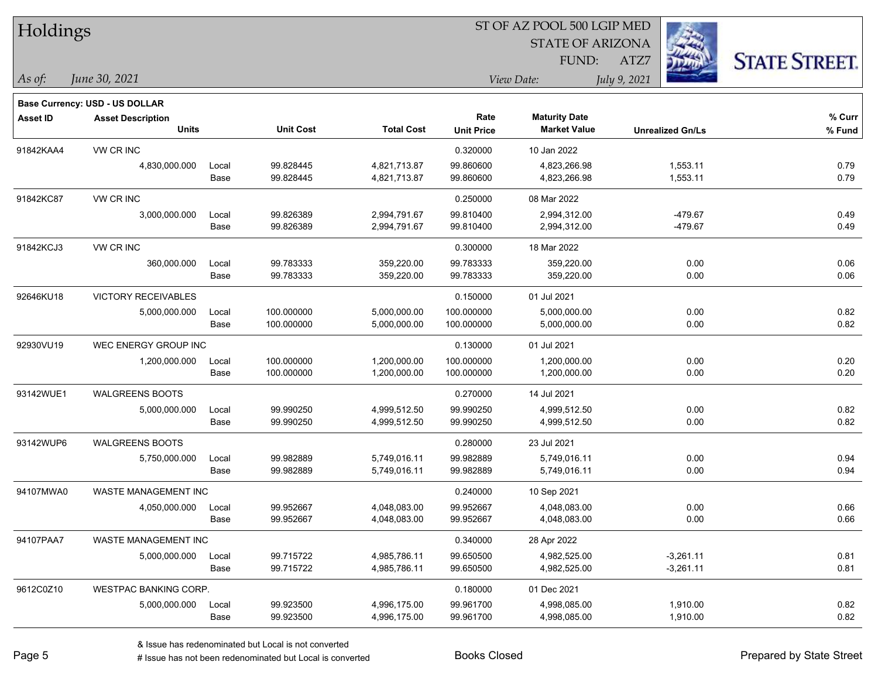# Holdings

ST OF AZ POOL 500 LGIP MED
STATE OF ARIZONA
FUND: ATZ7

*As of:* *June 30, 2021*

*View Date:* *July 9, 2021*

**Base Currency: USD - US DOLLAR**

| Asset ID | Asset Description / Units | | Unit Cost | Total Cost | Rate / Unit Price | Maturity Date / Market Value | Unrealized Gn/Ls | % Curr / % Fund |
|---|---|---|---|---|---|---|---|---|
| 91842KAA4 | VW CR INC | | | | 0.320000 | 10 Jan 2022 | | |
| | 4,830,000.000 | Local | 99.828445 | 4,821,713.87 | 99.860600 | 4,823,266.98 | 1,553.11 | 0.79 |
| | | Base | 99.828445 | 4,821,713.87 | 99.860600 | 4,823,266.98 | 1,553.11 | 0.79 |
| 91842KC87 | VW CR INC | | | | 0.250000 | 08 Mar 2022 | | |
| | 3,000,000.000 | Local | 99.826389 | 2,994,791.67 | 99.810400 | 2,994,312.00 | -479.67 | 0.49 |
| | | Base | 99.826389 | 2,994,791.67 | 99.810400 | 2,994,312.00 | -479.67 | 0.49 |
| 91842KCJ3 | VW CR INC | | | | 0.300000 | 18 Mar 2022 | | |
| | 360,000.000 | Local | 99.783333 | 359,220.00 | 99.783333 | 359,220.00 | 0.00 | 0.06 |
| | | Base | 99.783333 | 359,220.00 | 99.783333 | 359,220.00 | 0.00 | 0.06 |
| 92646KU18 | VICTORY RECEIVABLES | | | | 0.150000 | 01 Jul 2021 | | |
| | 5,000,000.000 | Local | 100.000000 | 5,000,000.00 | 100.000000 | 5,000,000.00 | 0.00 | 0.82 |
| | | Base | 100.000000 | 5,000,000.00 | 100.000000 | 5,000,000.00 | 0.00 | 0.82 |
| 92930VU19 | WEC ENERGY GROUP INC | | | | 0.130000 | 01 Jul 2021 | | |
| | 1,200,000.000 | Local | 100.000000 | 1,200,000.00 | 100.000000 | 1,200,000.00 | 0.00 | 0.20 |
| | | Base | 100.000000 | 1,200,000.00 | 100.000000 | 1,200,000.00 | 0.00 | 0.20 |
| 93142WUE1 | WALGREENS BOOTS | | | | 0.270000 | 14 Jul 2021 | | |
| | 5,000,000.000 | Local | 99.990250 | 4,999,512.50 | 99.990250 | 4,999,512.50 | 0.00 | 0.82 |
| | | Base | 99.990250 | 4,999,512.50 | 99.990250 | 4,999,512.50 | 0.00 | 0.82 |
| 93142WUP6 | WALGREENS BOOTS | | | | 0.280000 | 23 Jul 2021 | | |
| | 5,750,000.000 | Local | 99.982889 | 5,749,016.11 | 99.982889 | 5,749,016.11 | 0.00 | 0.94 |
| | | Base | 99.982889 | 5,749,016.11 | 99.982889 | 5,749,016.11 | 0.00 | 0.94 |
| 94107MWA0 | WASTE MANAGEMENT INC | | | | 0.240000 | 10 Sep 2021 | | |
| | 4,050,000.000 | Local | 99.952667 | 4,048,083.00 | 99.952667 | 4,048,083.00 | 0.00 | 0.66 |
| | | Base | 99.952667 | 4,048,083.00 | 99.952667 | 4,048,083.00 | 0.00 | 0.66 |
| 94107PAA7 | WASTE MANAGEMENT INC | | | | 0.340000 | 28 Apr 2022 | | |
| | 5,000,000.000 | Local | 99.715722 | 4,985,786.11 | 99.650500 | 4,982,525.00 | -3,261.11 | 0.81 |
| | | Base | 99.715722 | 4,985,786.11 | 99.650500 | 4,982,525.00 | -3,261.11 | 0.81 |
| 9612C0Z10 | WESTPAC BANKING CORP. | | | | 0.180000 | 01 Dec 2021 | | |
| | 5,000,000.000 | Local | 99.923500 | 4,996,175.00 | 99.961700 | 4,998,085.00 | 1,910.00 | 0.82 |
| | | Base | 99.923500 | 4,996,175.00 | 99.961700 | 4,998,085.00 | 1,910.00 | 0.82 |

& Issue has redenominated but Local is not converted
# Issue has not been redenominated but Local is converted

Books Closed

Prepared by State Street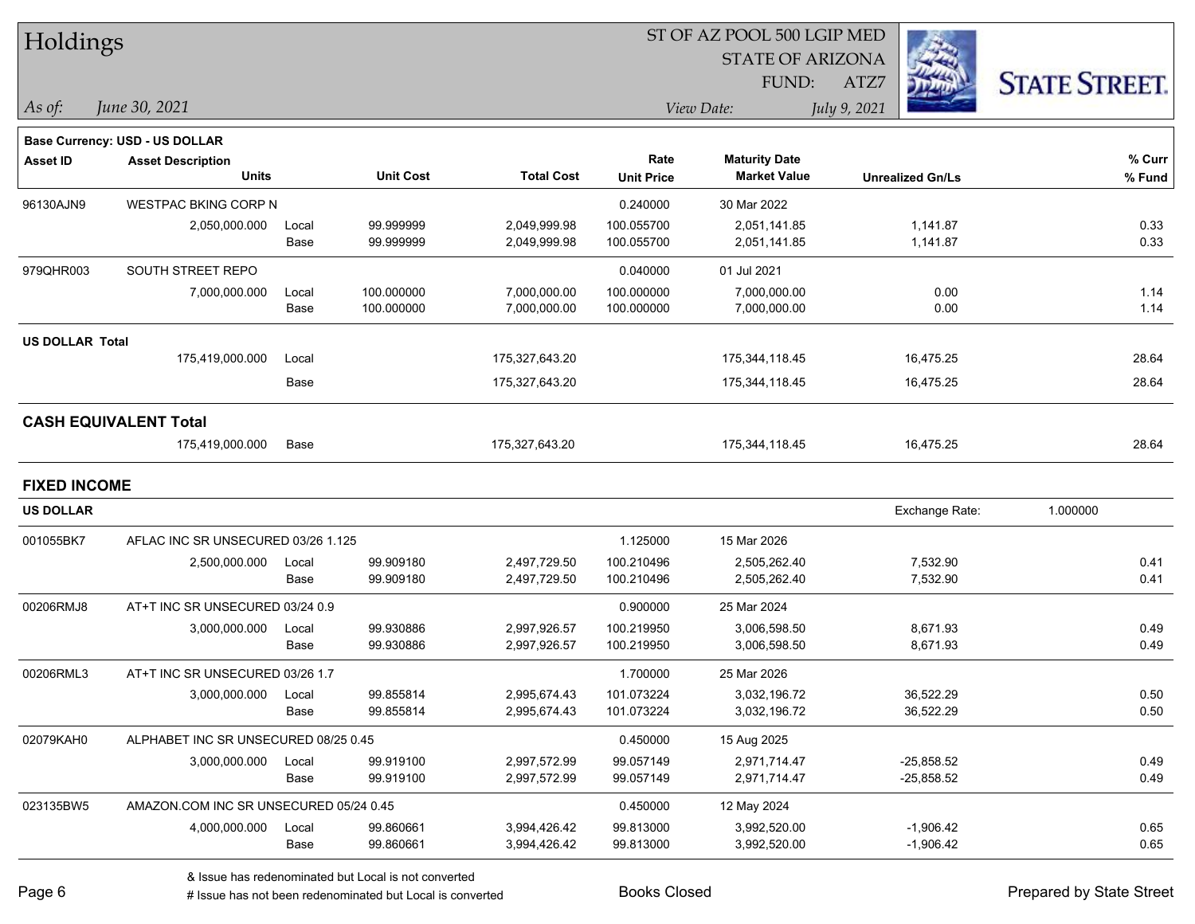# Holdings

ST OF AZ POOL 500 LGIP MED
STATE OF ARIZONA
FUND: ATZ7

*As of:* *June 30, 2021*

*View Date:* *July 9, 2021*

STATE STREET.

**Base Currency: USD - US DOLLAR**

| Asset ID | Asset Description / Units | | Unit Cost | Total Cost | Rate / Unit Price | Maturity Date / Market Value | Unrealized Gn/Ls | % Curr / % Fund |
|---|---|---|---|---|---|---|---|---|
| 96130AJN9 | WESTPAC BKING CORP N | | | | 0.240000 | 30 Mar 2022 | | |
| | 2,050,000.000 | Local | 99.999999 | 2,049,999.98 | 100.055700 | 2,051,141.85 | 1,141.87 | 0.33 |
| | | Base | 99.999999 | 2,049,999.98 | 100.055700 | 2,051,141.85 | 1,141.87 | 0.33 |
| 979QHR003 | SOUTH STREET REPO | | | | 0.040000 | 01 Jul 2021 | | |
| | 7,000,000.000 | Local | 100.000000 | 7,000,000.00 | 100.000000 | 7,000,000.00 | 0.00 | 1.14 |
| | | Base | 100.000000 | 7,000,000.00 | 100.000000 | 7,000,000.00 | 0.00 | 1.14 |
| **US DOLLAR Total** | | | | | | | | |
| | 175,419,000.000 | Local | | 175,327,643.20 | | 175,344,118.45 | 16,475.25 | 28.64 |
| | | Base | | 175,327,643.20 | | 175,344,118.45 | 16,475.25 | 28.64 |
| **CASH EQUIVALENT Total** | | | | | | | | |
| | 175,419,000.000 | Base | | 175,327,643.20 | | 175,344,118.45 | 16,475.25 | 28.64 |

## FIXED INCOME

**US DOLLAR** — Exchange Rate: 1.000000

| Asset ID | Asset Description / Units | | Unit Cost | Total Cost | Rate / Unit Price | Maturity Date / Market Value | Unrealized Gn/Ls | % Curr / % Fund |
|---|---|---|---|---|---|---|---|---|
| 001055BK7 | AFLAC INC SR UNSECURED 03/26 1.125 | | | | 1.125000 | 15 Mar 2026 | | |
| | 2,500,000.000 | Local | 99.909180 | 2,497,729.50 | 100.210496 | 2,505,262.40 | 7,532.90 | 0.41 |
| | | Base | 99.909180 | 2,497,729.50 | 100.210496 | 2,505,262.40 | 7,532.90 | 0.41 |
| 00206RMJ8 | AT+T INC SR UNSECURED 03/24 0.9 | | | | 0.900000 | 25 Mar 2024 | | |
| | 3,000,000.000 | Local | 99.930886 | 2,997,926.57 | 100.219950 | 3,006,598.50 | 8,671.93 | 0.49 |
| | | Base | 99.930886 | 2,997,926.57 | 100.219950 | 3,006,598.50 | 8,671.93 | 0.49 |
| 00206RML3 | AT+T INC SR UNSECURED 03/26 1.7 | | | | 1.700000 | 25 Mar 2026 | | |
| | 3,000,000.000 | Local | 99.855814 | 2,995,674.43 | 101.073224 | 3,032,196.72 | 36,522.29 | 0.50 |
| | | Base | 99.855814 | 2,995,674.43 | 101.073224 | 3,032,196.72 | 36,522.29 | 0.50 |
| 02079KAH0 | ALPHABET INC SR UNSECURED 08/25 0.45 | | | | 0.450000 | 15 Aug 2025 | | |
| | 3,000,000.000 | Local | 99.919100 | 2,997,572.99 | 99.057149 | 2,971,714.47 | -25,858.52 | 0.49 |
| | | Base | 99.919100 | 2,997,572.99 | 99.057149 | 2,971,714.47 | -25,858.52 | 0.49 |
| 023135BW5 | AMAZON.COM INC SR UNSECURED 05/24 0.45 | | | | 0.450000 | 12 May 2024 | | |
| | 4,000,000.000 | Local | 99.860661 | 3,994,426.42 | 99.813000 | 3,992,520.00 | -1,906.42 | 0.65 |
| | | Base | 99.860661 | 3,994,426.42 | 99.813000 | 3,992,520.00 | -1,906.42 | 0.65 |

& Issue has redenominated but Local is not converted
# Issue has not been redenominated but Local is converted

Books Closed

Prepared by State Street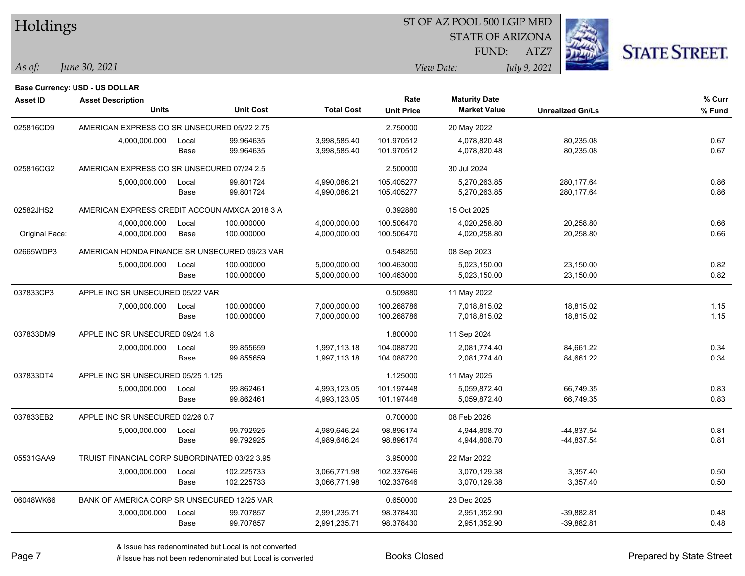# Holdings

ST OF AZ POOL 500 LGIP MED
STATE OF ARIZONA
FUND: ATZ7

*As of:* *June 30, 2021*

*View Date:* *July 9, 2021*

**Base Currency: USD - US DOLLAR**

| Asset ID | Asset Description / Units | | Unit Cost | Total Cost | Rate / Unit Price | Maturity Date / Market Value | Unrealized Gn/Ls | % Curr / % Fund |
|---|---|---|---|---|---|---|---|---|
| 025816CD9 | AMERICAN EXPRESS CO SR UNSECURED 05/22 2.75 | | | | 2.750000 | 20 May 2022 | | |
| | 4,000,000.000 | Local | 99.964635 | 3,998,585.40 | 101.970512 | 4,078,820.48 | 80,235.08 | 0.67 |
| | | Base | 99.964635 | 3,998,585.40 | 101.970512 | 4,078,820.48 | 80,235.08 | 0.67 |
| 025816CG2 | AMERICAN EXPRESS CO SR UNSECURED 07/24 2.5 | | | | 2.500000 | 30 Jul 2024 | | |
| | 5,000,000.000 | Local | 99.801724 | 4,990,086.21 | 105.405277 | 5,270,263.85 | 280,177.64 | 0.86 |
| | | Base | 99.801724 | 4,990,086.21 | 105.405277 | 5,270,263.85 | 280,177.64 | 0.86 |
| 02582JHS2 | AMERICAN EXPRESS CREDIT ACCOUN AMXCA 2018 3 A | | | | 0.392880 | 15 Oct 2025 | | |
| | 4,000,000.000 | Local | 100.000000 | 4,000,000.00 | 100.506470 | 4,020,258.80 | 20,258.80 | 0.66 |
| Original Face: | 4,000,000.000 | Base | 100.000000 | 4,000,000.00 | 100.506470 | 4,020,258.80 | 20,258.80 | 0.66 |
| 02665WDP3 | AMERICAN HONDA FINANCE SR UNSECURED 09/23 VAR | | | | 0.548250 | 08 Sep 2023 | | |
| | 5,000,000.000 | Local | 100.000000 | 5,000,000.00 | 100.463000 | 5,023,150.00 | 23,150.00 | 0.82 |
| | | Base | 100.000000 | 5,000,000.00 | 100.463000 | 5,023,150.00 | 23,150.00 | 0.82 |
| 037833CP3 | APPLE INC SR UNSECURED 05/22 VAR | | | | 0.509880 | 11 May 2022 | | |
| | 7,000,000.000 | Local | 100.000000 | 7,000,000.00 | 100.268786 | 7,018,815.02 | 18,815.02 | 1.15 |
| | | Base | 100.000000 | 7,000,000.00 | 100.268786 | 7,018,815.02 | 18,815.02 | 1.15 |
| 037833DM9 | APPLE INC SR UNSECURED 09/24 1.8 | | | | 1.800000 | 11 Sep 2024 | | |
| | 2,000,000.000 | Local | 99.855659 | 1,997,113.18 | 104.088720 | 2,081,774.40 | 84,661.22 | 0.34 |
| | | Base | 99.855659 | 1,997,113.18 | 104.088720 | 2,081,774.40 | 84,661.22 | 0.34 |
| 037833DT4 | APPLE INC SR UNSECURED 05/25 1.125 | | | | 1.125000 | 11 May 2025 | | |
| | 5,000,000.000 | Local | 99.862461 | 4,993,123.05 | 101.197448 | 5,059,872.40 | 66,749.35 | 0.83 |
| | | Base | 99.862461 | 4,993,123.05 | 101.197448 | 5,059,872.40 | 66,749.35 | 0.83 |
| 037833EB2 | APPLE INC SR UNSECURED 02/26 0.7 | | | | 0.700000 | 08 Feb 2026 | | |
| | 5,000,000.000 | Local | 99.792925 | 4,989,646.24 | 98.896174 | 4,944,808.70 | -44,837.54 | 0.81 |
| | | Base | 99.792925 | 4,989,646.24 | 98.896174 | 4,944,808.70 | -44,837.54 | 0.81 |
| 05531GAA9 | TRUIST FINANCIAL CORP SUBORDINATED 03/22 3.95 | | | | 3.950000 | 22 Mar 2022 | | |
| | 3,000,000.000 | Local | 102.225733 | 3,066,771.98 | 102.337646 | 3,070,129.38 | 3,357.40 | 0.50 |
| | | Base | 102.225733 | 3,066,771.98 | 102.337646 | 3,070,129.38 | 3,357.40 | 0.50 |
| 06048WK66 | BANK OF AMERICA CORP SR UNSECURED 12/25 VAR | | | | 0.650000 | 23 Dec 2025 | | |
| | 3,000,000.000 | Local | 99.707857 | 2,991,235.71 | 98.378430 | 2,951,352.90 | -39,882.81 | 0.48 |
| | | Base | 99.707857 | 2,991,235.71 | 98.378430 | 2,951,352.90 | -39,882.81 | 0.48 |

& Issue has redenominated but Local is not converted
# Issue has not been redenominated but Local is converted

Books Closed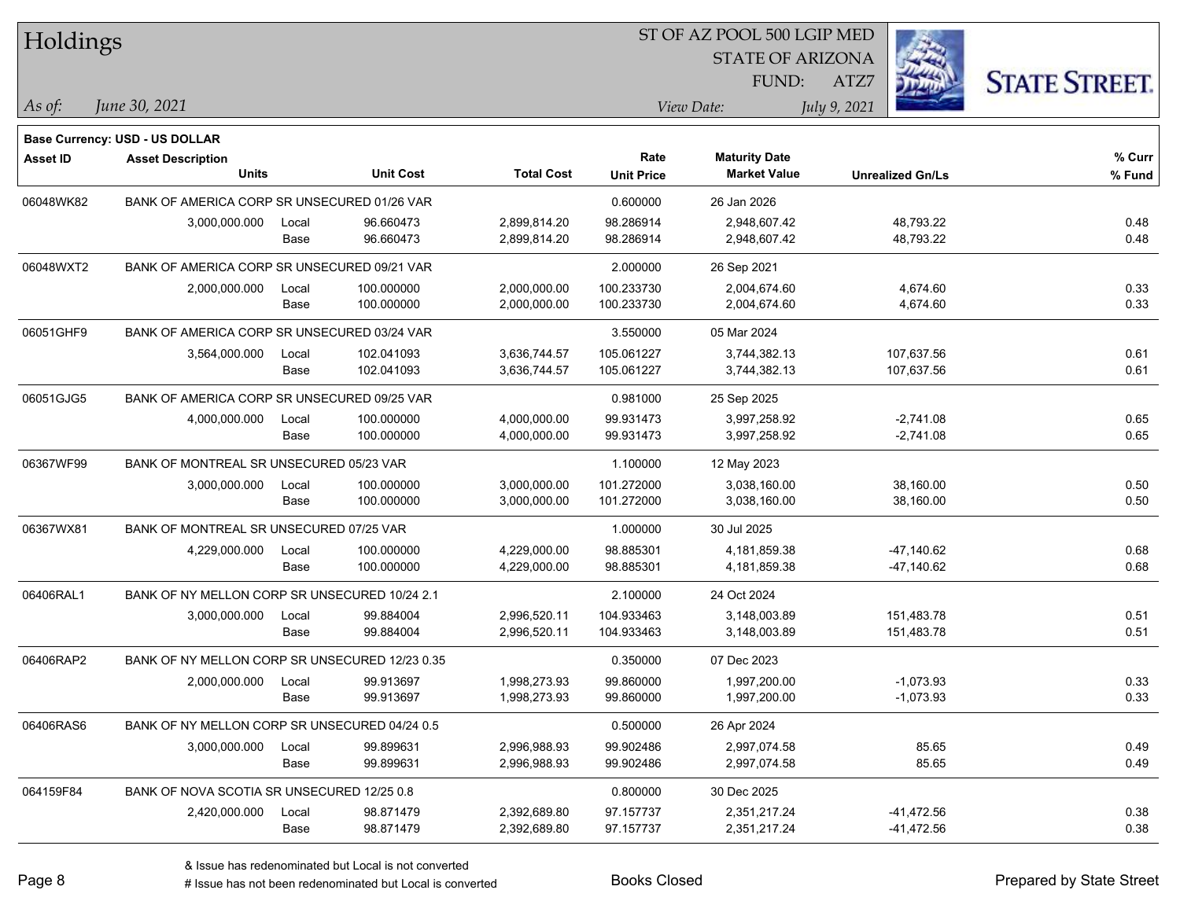# Holdings

ST OF AZ POOL 500 LGIP MED
STATE OF ARIZONA
FUND: ATZ7

*As of:* *June 30, 2021*  *View Date:* *July 9, 2021*

**Base Currency: USD - US DOLLAR**

| Asset ID | Asset Description / Units | | Unit Cost | Total Cost | Rate / Unit Price | Maturity Date / Market Value | Unrealized Gn/Ls | % Curr / % Fund |
|---|---|---|---|---|---|---|---|---|
| 06048WK82 | BANK OF AMERICA CORP SR UNSECURED 01/26 VAR | | | | 0.600000 | 26 Jan 2026 | | |
| | 3,000,000.000 | Local | 96.660473 | 2,899,814.20 | 98.286914 | 2,948,607.42 | 48,793.22 | 0.48 |
| | | Base | 96.660473 | 2,899,814.20 | 98.286914 | 2,948,607.42 | 48,793.22 | 0.48 |
| 06048WXT2 | BANK OF AMERICA CORP SR UNSECURED 09/21 VAR | | | | 2.000000 | 26 Sep 2021 | | |
| | 2,000,000.000 | Local | 100.000000 | 2,000,000.00 | 100.233730 | 2,004,674.60 | 4,674.60 | 0.33 |
| | | Base | 100.000000 | 2,000,000.00 | 100.233730 | 2,004,674.60 | 4,674.60 | 0.33 |
| 06051GHF9 | BANK OF AMERICA CORP SR UNSECURED 03/24 VAR | | | | 3.550000 | 05 Mar 2024 | | |
| | 3,564,000.000 | Local | 102.041093 | 3,636,744.57 | 105.061227 | 3,744,382.13 | 107,637.56 | 0.61 |
| | | Base | 102.041093 | 3,636,744.57 | 105.061227 | 3,744,382.13 | 107,637.56 | 0.61 |
| 06051GJG5 | BANK OF AMERICA CORP SR UNSECURED 09/25 VAR | | | | 0.981000 | 25 Sep 2025 | | |
| | 4,000,000.000 | Local | 100.000000 | 4,000,000.00 | 99.931473 | 3,997,258.92 | -2,741.08 | 0.65 |
| | | Base | 100.000000 | 4,000,000.00 | 99.931473 | 3,997,258.92 | -2,741.08 | 0.65 |
| 06367WF99 | BANK OF MONTREAL SR UNSECURED 05/23 VAR | | | | 1.100000 | 12 May 2023 | | |
| | 3,000,000.000 | Local | 100.000000 | 3,000,000.00 | 101.272000 | 3,038,160.00 | 38,160.00 | 0.50 |
| | | Base | 100.000000 | 3,000,000.00 | 101.272000 | 3,038,160.00 | 38,160.00 | 0.50 |
| 06367WX81 | BANK OF MONTREAL SR UNSECURED 07/25 VAR | | | | 1.000000 | 30 Jul 2025 | | |
| | 4,229,000.000 | Local | 100.000000 | 4,229,000.00 | 98.885301 | 4,181,859.38 | -47,140.62 | 0.68 |
| | | Base | 100.000000 | 4,229,000.00 | 98.885301 | 4,181,859.38 | -47,140.62 | 0.68 |
| 06406RAL1 | BANK OF NY MELLON CORP SR UNSECURED 10/24 2.1 | | | | 2.100000 | 24 Oct 2024 | | |
| | 3,000,000.000 | Local | 99.884004 | 2,996,520.11 | 104.933463 | 3,148,003.89 | 151,483.78 | 0.51 |
| | | Base | 99.884004 | 2,996,520.11 | 104.933463 | 3,148,003.89 | 151,483.78 | 0.51 |
| 06406RAP2 | BANK OF NY MELLON CORP SR UNSECURED 12/23 0.35 | | | | 0.350000 | 07 Dec 2023 | | |
| | 2,000,000.000 | Local | 99.913697 | 1,998,273.93 | 99.860000 | 1,997,200.00 | -1,073.93 | 0.33 |
| | | Base | 99.913697 | 1,998,273.93 | 99.860000 | 1,997,200.00 | -1,073.93 | 0.33 |
| 06406RAS6 | BANK OF NY MELLON CORP SR UNSECURED 04/24 0.5 | | | | 0.500000 | 26 Apr 2024 | | |
| | 3,000,000.000 | Local | 99.899631 | 2,996,988.93 | 99.902486 | 2,997,074.58 | 85.65 | 0.49 |
| | | Base | 99.899631 | 2,996,988.93 | 99.902486 | 2,997,074.58 | 85.65 | 0.49 |
| 064159F84 | BANK OF NOVA SCOTIA SR UNSECURED 12/25 0.8 | | | | 0.800000 | 30 Dec 2025 | | |
| | 2,420,000.000 | Local | 98.871479 | 2,392,689.80 | 97.157737 | 2,351,217.24 | -41,472.56 | 0.38 |
| | | Base | 98.871479 | 2,392,689.80 | 97.157737 | 2,351,217.24 | -41,472.56 | 0.38 |

& Issue has redenominated but Local is not converted
# Issue has not been redenominated but Local is converted

Books Closed

Prepared by State Street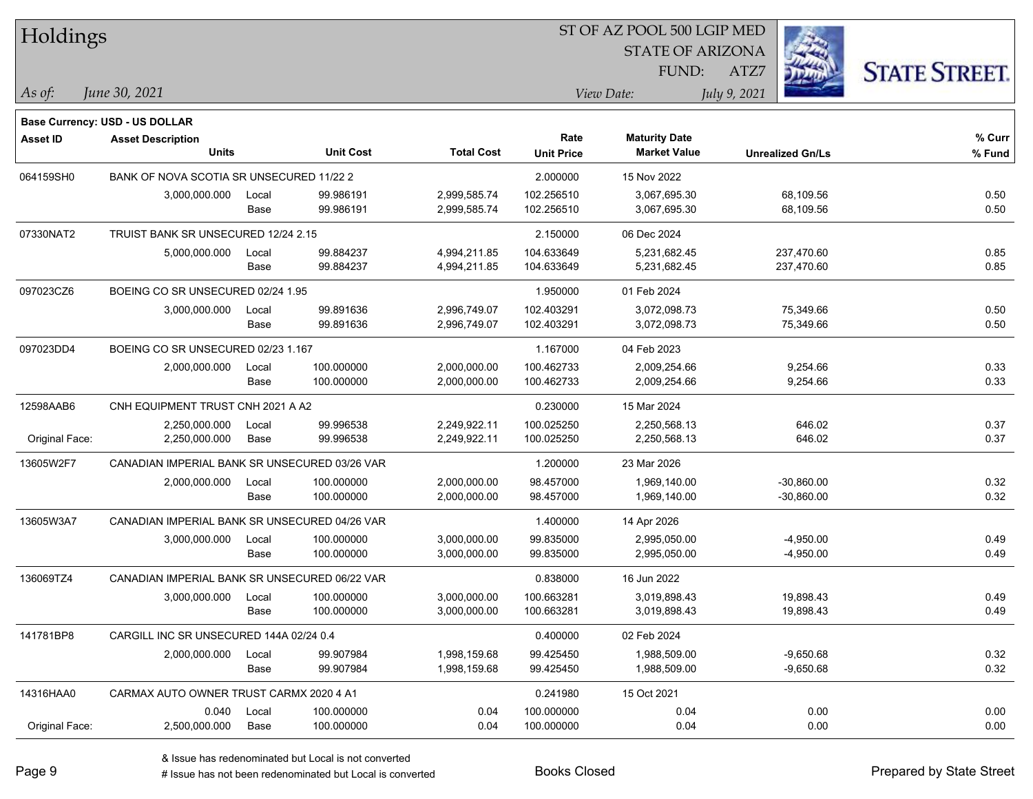# Holdings

ST OF AZ POOL 500 LGIP MED
STATE OF ARIZONA
FUND: ATZ7

*As of:* *June 30, 2021*
*View Date:* *July 9, 2021*

**Base Currency: USD - US DOLLAR**

| Asset ID | Asset Description / Units | | Unit Cost | Total Cost | Rate / Unit Price | Maturity Date / Market Value | Unrealized Gn/Ls | % Curr / % Fund |
|---|---|---|---|---|---|---|---|---|
| 064159SH0 | BANK OF NOVA SCOTIA SR UNSECURED 11/22 2 | | | | 2.000000 | 15 Nov 2022 | | |
| | 3,000,000.000 | Local | 99.986191 | 2,999,585.74 | 102.256510 | 3,067,695.30 | 68,109.56 | 0.50 |
| | | Base | 99.986191 | 2,999,585.74 | 102.256510 | 3,067,695.30 | 68,109.56 | 0.50 |
| 07330NAT2 | TRUIST BANK SR UNSECURED 12/24 2.15 | | | | 2.150000 | 06 Dec 2024 | | |
| | 5,000,000.000 | Local | 99.884237 | 4,994,211.85 | 104.633649 | 5,231,682.45 | 237,470.60 | 0.85 |
| | | Base | 99.884237 | 4,994,211.85 | 104.633649 | 5,231,682.45 | 237,470.60 | 0.85 |
| 097023CZ6 | BOEING CO SR UNSECURED 02/24 1.95 | | | | 1.950000 | 01 Feb 2024 | | |
| | 3,000,000.000 | Local | 99.891636 | 2,996,749.07 | 102.403291 | 3,072,098.73 | 75,349.66 | 0.50 |
| | | Base | 99.891636 | 2,996,749.07 | 102.403291 | 3,072,098.73 | 75,349.66 | 0.50 |
| 097023DD4 | BOEING CO SR UNSECURED 02/23 1.167 | | | | 1.167000 | 04 Feb 2023 | | |
| | 2,000,000.000 | Local | 100.000000 | 2,000,000.00 | 100.462733 | 2,009,254.66 | 9,254.66 | 0.33 |
| | | Base | 100.000000 | 2,000,000.00 | 100.462733 | 2,009,254.66 | 9,254.66 | 0.33 |
| 12598AAB6 | CNH EQUIPMENT TRUST CNH 2021 A A2 | | | | 0.230000 | 15 Mar 2024 | | |
| | 2,250,000.000 | Local | 99.996538 | 2,249,922.11 | 100.025250 | 2,250,568.13 | 646.02 | 0.37 |
| Original Face: | 2,250,000.000 | Base | 99.996538 | 2,249,922.11 | 100.025250 | 2,250,568.13 | 646.02 | 0.37 |
| 13605W2F7 | CANADIAN IMPERIAL BANK SR UNSECURED 03/26 VAR | | | | 1.200000 | 23 Mar 2026 | | |
| | 2,000,000.000 | Local | 100.000000 | 2,000,000.00 | 98.457000 | 1,969,140.00 | -30,860.00 | 0.32 |
| | | Base | 100.000000 | 2,000,000.00 | 98.457000 | 1,969,140.00 | -30,860.00 | 0.32 |
| 13605W3A7 | CANADIAN IMPERIAL BANK SR UNSECURED 04/26 VAR | | | | 1.400000 | 14 Apr 2026 | | |
| | 3,000,000.000 | Local | 100.000000 | 3,000,000.00 | 99.835000 | 2,995,050.00 | -4,950.00 | 0.49 |
| | | Base | 100.000000 | 3,000,000.00 | 99.835000 | 2,995,050.00 | -4,950.00 | 0.49 |
| 136069TZ4 | CANADIAN IMPERIAL BANK SR UNSECURED 06/22 VAR | | | | 0.838000 | 16 Jun 2022 | | |
| | 3,000,000.000 | Local | 100.000000 | 3,000,000.00 | 100.663281 | 3,019,898.43 | 19,898.43 | 0.49 |
| | | Base | 100.000000 | 3,000,000.00 | 100.663281 | 3,019,898.43 | 19,898.43 | 0.49 |
| 141781BP8 | CARGILL INC SR UNSECURED 144A 02/24 0.4 | | | | 0.400000 | 02 Feb 2024 | | |
| | 2,000,000.000 | Local | 99.907984 | 1,998,159.68 | 99.425450 | 1,988,509.00 | -9,650.68 | 0.32 |
| | | Base | 99.907984 | 1,998,159.68 | 99.425450 | 1,988,509.00 | -9,650.68 | 0.32 |
| 14316HAA0 | CARMAX AUTO OWNER TRUST CARMX 2020 4 A1 | | | | 0.241980 | 15 Oct 2021 | | |
| | 0.040 | Local | 100.000000 | 0.04 | 100.000000 | 0.04 | 0.00 | 0.00 |
| Original Face: | 2,500,000.000 | Base | 100.000000 | 0.04 | 100.000000 | 0.04 | 0.00 | 0.00 |

& Issue has redenominated but Local is not converted
# Issue has not been redenominated but Local is converted

Books Closed

Prepared by State Street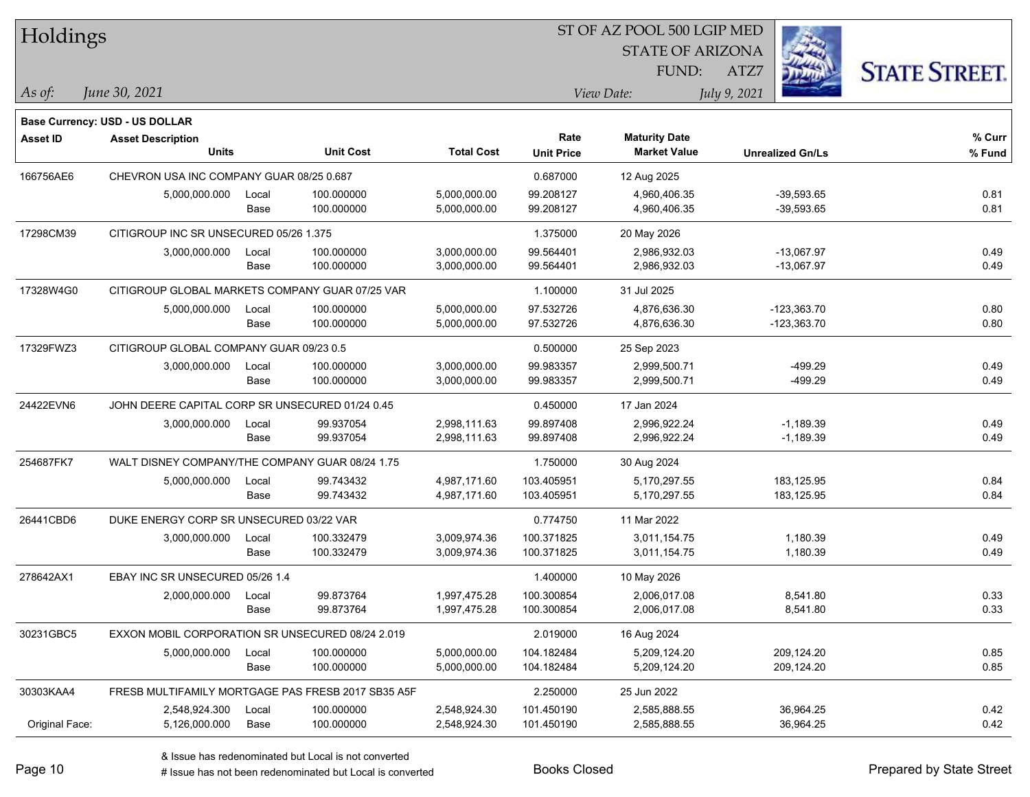# Holdings

ST OF AZ POOL 500 LGIP MED
STATE OF ARIZONA
FUND: ATZ7

*As of:* *June 30, 2021*
*View Date:* *July 9, 2021*

**Base Currency: USD - US DOLLAR**

| Asset ID | Asset Description / Units | | Unit Cost | Total Cost | Rate / Unit Price | Maturity Date / Market Value | Unrealized Gn/Ls | % Curr / % Fund |
|---|---|---|---|---|---|---|---|---|
| 166756AE6 | CHEVRON USA INC COMPANY GUAR 08/25 0.687 | | | | 0.687000 | 12 Aug 2025 | | |
| | 5,000,000.000 | Local | 100.000000 | 5,000,000.00 | 99.208127 | 4,960,406.35 | -39,593.65 | 0.81 |
| | | Base | 100.000000 | 5,000,000.00 | 99.208127 | 4,960,406.35 | -39,593.65 | 0.81 |
| 17298CM39 | CITIGROUP INC SR UNSECURED 05/26 1.375 | | | | 1.375000 | 20 May 2026 | | |
| | 3,000,000.000 | Local | 100.000000 | 3,000,000.00 | 99.564401 | 2,986,932.03 | -13,067.97 | 0.49 |
| | | Base | 100.000000 | 3,000,000.00 | 99.564401 | 2,986,932.03 | -13,067.97 | 0.49 |
| 17328W4G0 | CITIGROUP GLOBAL MARKETS COMPANY GUAR 07/25 VAR | | | | 1.100000 | 31 Jul 2025 | | |
| | 5,000,000.000 | Local | 100.000000 | 5,000,000.00 | 97.532726 | 4,876,636.30 | -123,363.70 | 0.80 |
| | | Base | 100.000000 | 5,000,000.00 | 97.532726 | 4,876,636.30 | -123,363.70 | 0.80 |
| 17329FWZ3 | CITIGROUP GLOBAL COMPANY GUAR 09/23 0.5 | | | | 0.500000 | 25 Sep 2023 | | |
| | 3,000,000.000 | Local | 100.000000 | 3,000,000.00 | 99.983357 | 2,999,500.71 | -499.29 | 0.49 |
| | | Base | 100.000000 | 3,000,000.00 | 99.983357 | 2,999,500.71 | -499.29 | 0.49 |
| 24422EVN6 | JOHN DEERE CAPITAL CORP SR UNSECURED 01/24 0.45 | | | | 0.450000 | 17 Jan 2024 | | |
| | 3,000,000.000 | Local | 99.937054 | 2,998,111.63 | 99.897408 | 2,996,922.24 | -1,189.39 | 0.49 |
| | | Base | 99.937054 | 2,998,111.63 | 99.897408 | 2,996,922.24 | -1,189.39 | 0.49 |
| 254687FK7 | WALT DISNEY COMPANY/THE COMPANY GUAR 08/24 1.75 | | | | 1.750000 | 30 Aug 2024 | | |
| | 5,000,000.000 | Local | 99.743432 | 4,987,171.60 | 103.405951 | 5,170,297.55 | 183,125.95 | 0.84 |
| | | Base | 99.743432 | 4,987,171.60 | 103.405951 | 5,170,297.55 | 183,125.95 | 0.84 |
| 26441CBD6 | DUKE ENERGY CORP SR UNSECURED 03/22 VAR | | | | 0.774750 | 11 Mar 2022 | | |
| | 3,000,000.000 | Local | 100.332479 | 3,009,974.36 | 100.371825 | 3,011,154.75 | 1,180.39 | 0.49 |
| | | Base | 100.332479 | 3,009,974.36 | 100.371825 | 3,011,154.75 | 1,180.39 | 0.49 |
| 278642AX1 | EBAY INC SR UNSECURED 05/26 1.4 | | | | 1.400000 | 10 May 2026 | | |
| | 2,000,000.000 | Local | 99.873764 | 1,997,475.28 | 100.300854 | 2,006,017.08 | 8,541.80 | 0.33 |
| | | Base | 99.873764 | 1,997,475.28 | 100.300854 | 2,006,017.08 | 8,541.80 | 0.33 |
| 30231GBC5 | EXXON MOBIL CORPORATION SR UNSECURED 08/24 2.019 | | | | 2.019000 | 16 Aug 2024 | | |
| | 5,000,000.000 | Local | 100.000000 | 5,000,000.00 | 104.182484 | 5,209,124.20 | 209,124.20 | 0.85 |
| | | Base | 100.000000 | 5,000,000.00 | 104.182484 | 5,209,124.20 | 209,124.20 | 0.85 |
| 30303KAA4 | FRESB MULTIFAMILY MORTGAGE PAS FRESB 2017 SB35 A5F | | | | 2.250000 | 25 Jun 2022 | | |
| | 2,548,924.300 | Local | 100.000000 | 2,548,924.30 | 101.450190 | 2,585,888.55 | 36,964.25 | 0.42 |
| Original Face: | 5,126,000.000 | Base | 100.000000 | 2,548,924.30 | 101.450190 | 2,585,888.55 | 36,964.25 | 0.42 |

& Issue has redenominated but Local is not converted
# Issue has not been redenominated but Local is converted

Books Closed

Prepared by State Street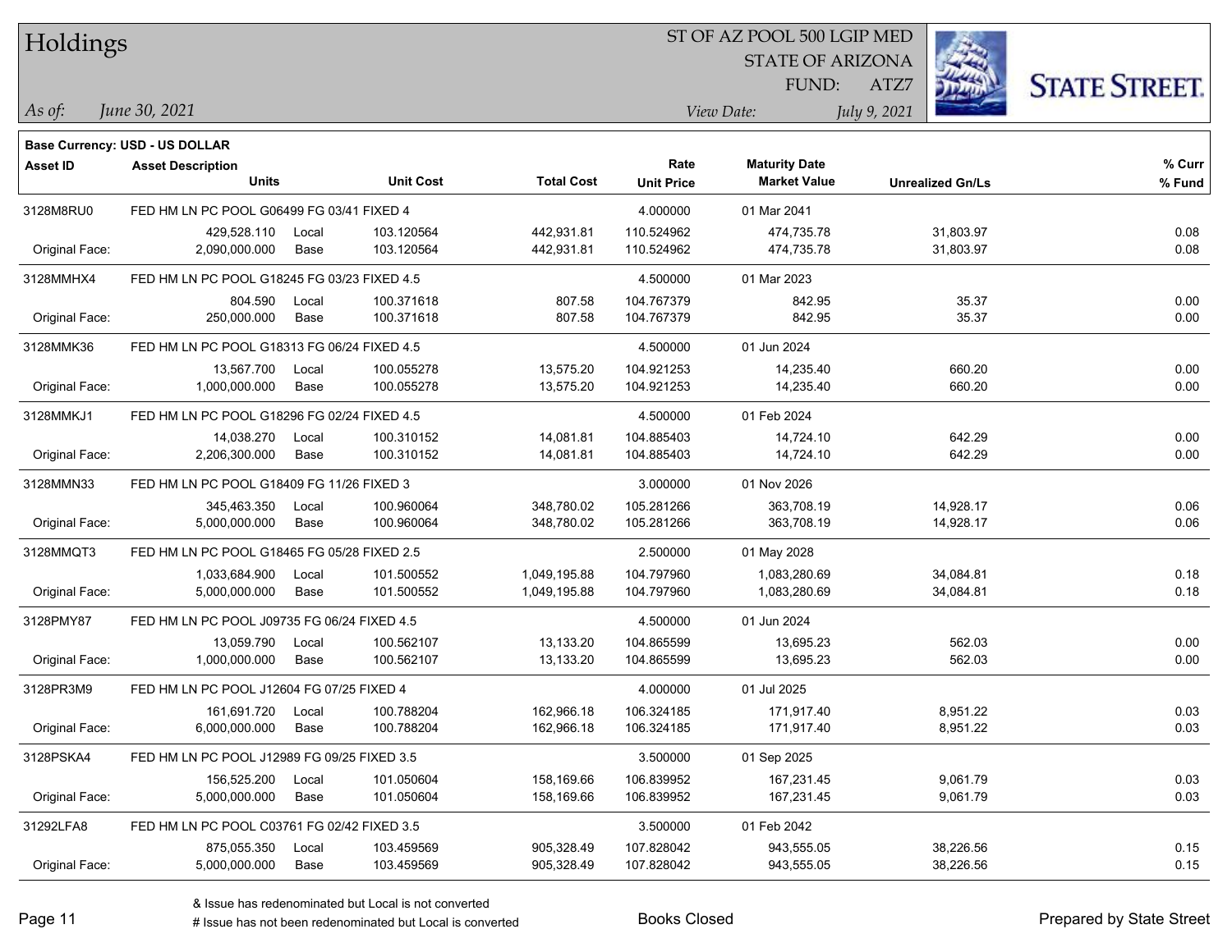# Holdings

ST OF AZ POOL 500 LGIP MED
STATE OF ARIZONA
FUND: ATZ7

*As of:* *June 30, 2021*

*View Date:* *July 9, 2021*

**Base Currency: USD - US DOLLAR**

| Asset ID | Asset Description / Units | | Unit Cost | Total Cost | Rate / Unit Price | Maturity Date / Market Value | Unrealized Gn/Ls | % Curr / % Fund |
|---|---|---|---|---|---|---|---|---|
| 3128M8RU0 | FED HM LN PC POOL G06499 FG 03/41 FIXED 4 | | | | 4.000000 | 01 Mar 2041 | | |
| | 429,528.110 | Local | 103.120564 | 442,931.81 | 110.524962 | 474,735.78 | 31,803.97 | 0.08 |
| Original Face: | 2,090,000.000 | Base | 103.120564 | 442,931.81 | 110.524962 | 474,735.78 | 31,803.97 | 0.08 |
| 3128MMHX4 | FED HM LN PC POOL G18245 FG 03/23 FIXED 4.5 | | | | 4.500000 | 01 Mar 2023 | | |
| | 804.590 | Local | 100.371618 | 807.58 | 104.767379 | 842.95 | 35.37 | 0.00 |
| Original Face: | 250,000.000 | Base | 100.371618 | 807.58 | 104.767379 | 842.95 | 35.37 | 0.00 |
| 3128MMK36 | FED HM LN PC POOL G18313 FG 06/24 FIXED 4.5 | | | | 4.500000 | 01 Jun 2024 | | |
| | 13,567.700 | Local | 100.055278 | 13,575.20 | 104.921253 | 14,235.40 | 660.20 | 0.00 |
| Original Face: | 1,000,000.000 | Base | 100.055278 | 13,575.20 | 104.921253 | 14,235.40 | 660.20 | 0.00 |
| 3128MMKJ1 | FED HM LN PC POOL G18296 FG 02/24 FIXED 4.5 | | | | 4.500000 | 01 Feb 2024 | | |
| | 14,038.270 | Local | 100.310152 | 14,081.81 | 104.885403 | 14,724.10 | 642.29 | 0.00 |
| Original Face: | 2,206,300.000 | Base | 100.310152 | 14,081.81 | 104.885403 | 14,724.10 | 642.29 | 0.00 |
| 3128MMN33 | FED HM LN PC POOL G18409 FG 11/26 FIXED 3 | | | | 3.000000 | 01 Nov 2026 | | |
| | 345,463.350 | Local | 100.960064 | 348,780.02 | 105.281266 | 363,708.19 | 14,928.17 | 0.06 |
| Original Face: | 5,000,000.000 | Base | 100.960064 | 348,780.02 | 105.281266 | 363,708.19 | 14,928.17 | 0.06 |
| 3128MMQT3 | FED HM LN PC POOL G18465 FG 05/28 FIXED 2.5 | | | | 2.500000 | 01 May 2028 | | |
| | 1,033,684.900 | Local | 101.500552 | 1,049,195.88 | 104.797960 | 1,083,280.69 | 34,084.81 | 0.18 |
| Original Face: | 5,000,000.000 | Base | 101.500552 | 1,049,195.88 | 104.797960 | 1,083,280.69 | 34,084.81 | 0.18 |
| 3128PMY87 | FED HM LN PC POOL J09735 FG 06/24 FIXED 4.5 | | | | 4.500000 | 01 Jun 2024 | | |
| | 13,059.790 | Local | 100.562107 | 13,133.20 | 104.865599 | 13,695.23 | 562.03 | 0.00 |
| Original Face: | 1,000,000.000 | Base | 100.562107 | 13,133.20 | 104.865599 | 13,695.23 | 562.03 | 0.00 |
| 3128PR3M9 | FED HM LN PC POOL J12604 FG 07/25 FIXED 4 | | | | 4.000000 | 01 Jul 2025 | | |
| | 161,691.720 | Local | 100.788204 | 162,966.18 | 106.324185 | 171,917.40 | 8,951.22 | 0.03 |
| Original Face: | 6,000,000.000 | Base | 100.788204 | 162,966.18 | 106.324185 | 171,917.40 | 8,951.22 | 0.03 |
| 3128PSKA4 | FED HM LN PC POOL J12989 FG 09/25 FIXED 3.5 | | | | 3.500000 | 01 Sep 2025 | | |
| | 156,525.200 | Local | 101.050604 | 158,169.66 | 106.839952 | 167,231.45 | 9,061.79 | 0.03 |
| Original Face: | 5,000,000.000 | Base | 101.050604 | 158,169.66 | 106.839952 | 167,231.45 | 9,061.79 | 0.03 |
| 31292LFA8 | FED HM LN PC POOL C03761 FG 02/42 FIXED 3.5 | | | | 3.500000 | 01 Feb 2042 | | |
| | 875,055.350 | Local | 103.459569 | 905,328.49 | 107.828042 | 943,555.05 | 38,226.56 | 0.15 |
| Original Face: | 5,000,000.000 | Base | 103.459569 | 905,328.49 | 107.828042 | 943,555.05 | 38,226.56 | 0.15 |

& Issue has redenominated but Local is not converted
# Issue has not been redenominated but Local is converted

Books Closed

Prepared by State Street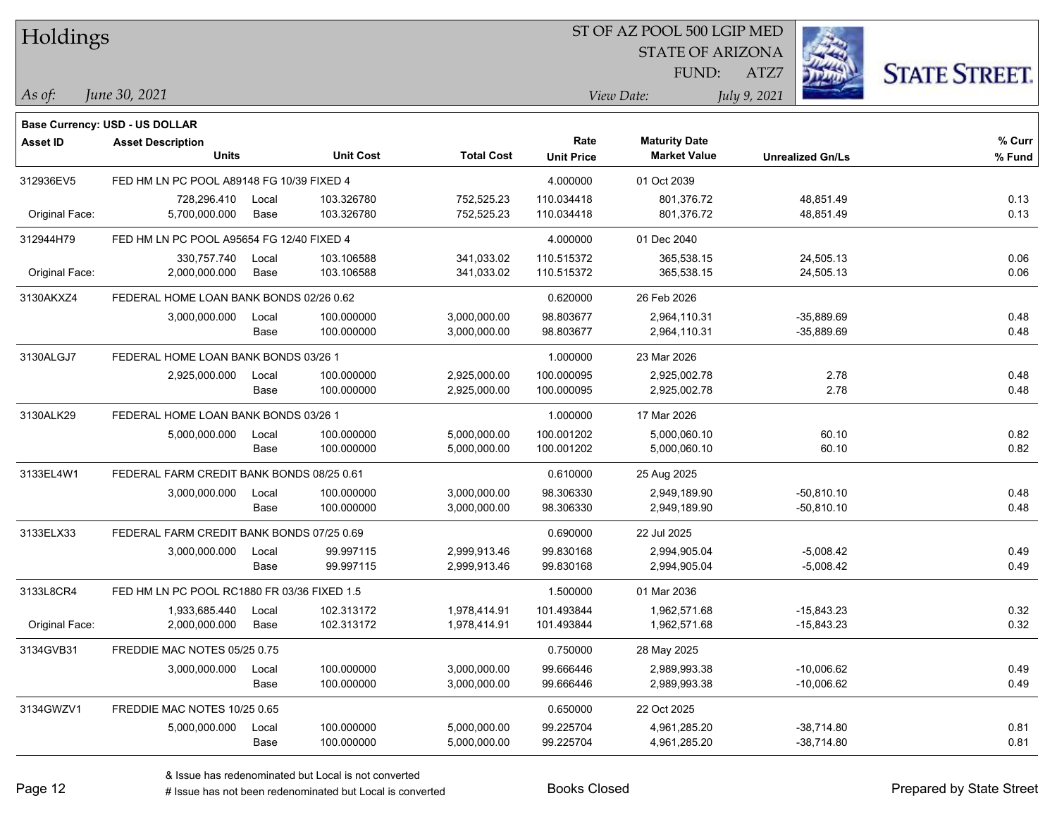# Holdings

ST OF AZ POOL 500 LGIP MED
STATE OF ARIZONA
FUND: ATZ7

*As of:* *June 30, 2021*

*View Date:* *July 9, 2021*

**Base Currency: USD - US DOLLAR**

| Asset ID | Asset Description / Units | | Unit Cost | Total Cost | Rate / Unit Price | Maturity Date / Market Value | Unrealized Gn/Ls | % Curr / % Fund |
|---|---|---|---|---|---|---|---|---|
| 312936EV5 | FED HM LN PC POOL A89148 FG 10/39 FIXED 4 | | | | 4.000000 | 01 Oct 2039 | | |
| | 728,296.410 | Local | 103.326780 | 752,525.23 | 110.034418 | 801,376.72 | 48,851.49 | 0.13 |
| Original Face: | 5,700,000.000 | Base | 103.326780 | 752,525.23 | 110.034418 | 801,376.72 | 48,851.49 | 0.13 |
| 312944H79 | FED HM LN PC POOL A95654 FG 12/40 FIXED 4 | | | | 4.000000 | 01 Dec 2040 | | |
| | 330,757.740 | Local | 103.106588 | 341,033.02 | 110.515372 | 365,538.15 | 24,505.13 | 0.06 |
| Original Face: | 2,000,000.000 | Base | 103.106588 | 341,033.02 | 110.515372 | 365,538.15 | 24,505.13 | 0.06 |
| 3130AKXZ4 | FEDERAL HOME LOAN BANK BONDS 02/26 0.62 | | | | 0.620000 | 26 Feb 2026 | | |
| | 3,000,000.000 | Local | 100.000000 | 3,000,000.00 | 98.803677 | 2,964,110.31 | -35,889.69 | 0.48 |
| | | Base | 100.000000 | 3,000,000.00 | 98.803677 | 2,964,110.31 | -35,889.69 | 0.48 |
| 3130ALGJ7 | FEDERAL HOME LOAN BANK BONDS 03/26 1 | | | | 1.000000 | 23 Mar 2026 | | |
| | 2,925,000.000 | Local | 100.000000 | 2,925,000.00 | 100.000095 | 2,925,002.78 | 2.78 | 0.48 |
| | | Base | 100.000000 | 2,925,000.00 | 100.000095 | 2,925,002.78 | 2.78 | 0.48 |
| 3130ALK29 | FEDERAL HOME LOAN BANK BONDS 03/26 1 | | | | 1.000000 | 17 Mar 2026 | | |
| | 5,000,000.000 | Local | 100.000000 | 5,000,000.00 | 100.001202 | 5,000,060.10 | 60.10 | 0.82 |
| | | Base | 100.000000 | 5,000,000.00 | 100.001202 | 5,000,060.10 | 60.10 | 0.82 |
| 3133EL4W1 | FEDERAL FARM CREDIT BANK BONDS 08/25 0.61 | | | | 0.610000 | 25 Aug 2025 | | |
| | 3,000,000.000 | Local | 100.000000 | 3,000,000.00 | 98.306330 | 2,949,189.90 | -50,810.10 | 0.48 |
| | | Base | 100.000000 | 3,000,000.00 | 98.306330 | 2,949,189.90 | -50,810.10 | 0.48 |
| 3133ELX33 | FEDERAL FARM CREDIT BANK BONDS 07/25 0.69 | | | | 0.690000 | 22 Jul 2025 | | |
| | 3,000,000.000 | Local | 99.997115 | 2,999,913.46 | 99.830168 | 2,994,905.04 | -5,008.42 | 0.49 |
| | | Base | 99.997115 | 2,999,913.46 | 99.830168 | 2,994,905.04 | -5,008.42 | 0.49 |
| 3133L8CR4 | FED HM LN PC POOL RC1880 FR 03/36 FIXED 1.5 | | | | 1.500000 | 01 Mar 2036 | | |
| | 1,933,685.440 | Local | 102.313172 | 1,978,414.91 | 101.493844 | 1,962,571.68 | -15,843.23 | 0.32 |
| Original Face: | 2,000,000.000 | Base | 102.313172 | 1,978,414.91 | 101.493844 | 1,962,571.68 | -15,843.23 | 0.32 |
| 3134GVB31 | FREDDIE MAC NOTES 05/25 0.75 | | | | 0.750000 | 28 May 2025 | | |
| | 3,000,000.000 | Local | 100.000000 | 3,000,000.00 | 99.666446 | 2,989,993.38 | -10,006.62 | 0.49 |
| | | Base | 100.000000 | 3,000,000.00 | 99.666446 | 2,989,993.38 | -10,006.62 | 0.49 |
| 3134GWZV1 | FREDDIE MAC NOTES 10/25 0.65 | | | | 0.650000 | 22 Oct 2025 | | |
| | 5,000,000.000 | Local | 100.000000 | 5,000,000.00 | 99.225704 | 4,961,285.20 | -38,714.80 | 0.81 |
| | | Base | 100.000000 | 5,000,000.00 | 99.225704 | 4,961,285.20 | -38,714.80 | 0.81 |

& Issue has redenominated but Local is not converted

# Issue has not been redenominated but Local is converted

Books Closed

Prepared by State Street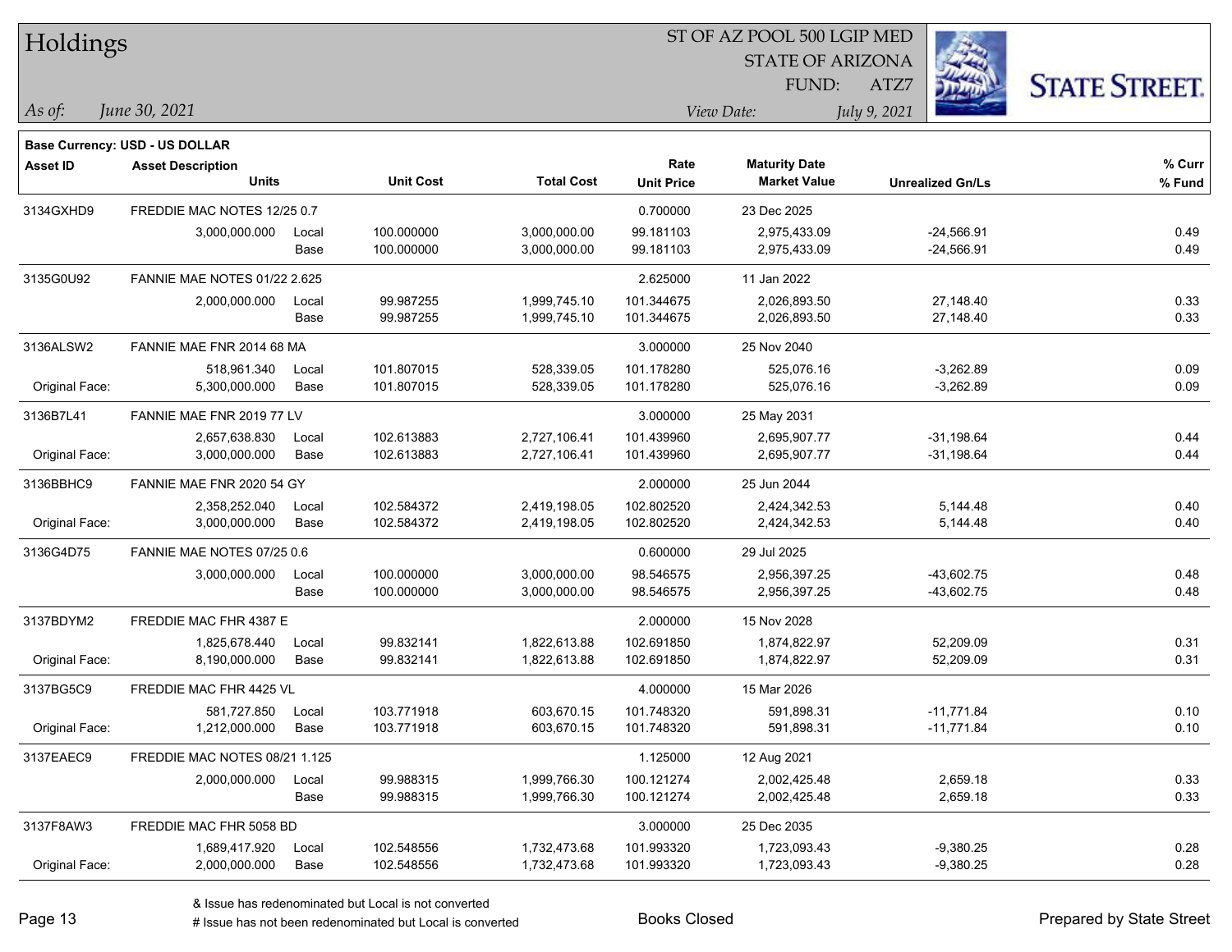# Holdings

ST OF AZ POOL 500 LGIP MED
STATE OF ARIZONA
FUND: ATZ7

*As of:* *June 30, 2021*

*View Date:* *July 9, 2021*

**Base Currency: USD - US DOLLAR**

| Asset ID | Asset Description / Units | | Unit Cost | Total Cost | Rate / Unit Price | Maturity Date / Market Value | Unrealized Gn/Ls | % Curr / % Fund |
|---|---|---|---|---|---|---|---|---|
| 3134GXHD9 | FREDDIE MAC NOTES 12/25 0.7 | | | | 0.700000 | 23 Dec 2025 | | |
| | 3,000,000.000 | Local | 100.000000 | 3,000,000.00 | 99.181103 | 2,975,433.09 | -24,566.91 | 0.49 |
| | | Base | 100.000000 | 3,000,000.00 | 99.181103 | 2,975,433.09 | -24,566.91 | 0.49 |
| 3135G0U92 | FANNIE MAE NOTES 01/22 2.625 | | | | 2.625000 | 11 Jan 2022 | | |
| | 2,000,000.000 | Local | 99.987255 | 1,999,745.10 | 101.344675 | 2,026,893.50 | 27,148.40 | 0.33 |
| | | Base | 99.987255 | 1,999,745.10 | 101.344675 | 2,026,893.50 | 27,148.40 | 0.33 |
| 3136ALSW2 | FANNIE MAE FNR 2014 68 MA | | | | 3.000000 | 25 Nov 2040 | | |
| | 518,961.340 | Local | 101.807015 | 528,339.05 | 101.178280 | 525,076.16 | -3,262.89 | 0.09 |
| Original Face: | 5,300,000.000 | Base | 101.807015 | 528,339.05 | 101.178280 | 525,076.16 | -3,262.89 | 0.09 |
| 3136B7L41 | FANNIE MAE FNR 2019 77 LV | | | | 3.000000 | 25 May 2031 | | |
| | 2,657,638.830 | Local | 102.613883 | 2,727,106.41 | 101.439960 | 2,695,907.77 | -31,198.64 | 0.44 |
| Original Face: | 3,000,000.000 | Base | 102.613883 | 2,727,106.41 | 101.439960 | 2,695,907.77 | -31,198.64 | 0.44 |
| 3136BBHC9 | FANNIE MAE FNR 2020 54 GY | | | | 2.000000 | 25 Jun 2044 | | |
| | 2,358,252.040 | Local | 102.584372 | 2,419,198.05 | 102.802520 | 2,424,342.53 | 5,144.48 | 0.40 |
| Original Face: | 3,000,000.000 | Base | 102.584372 | 2,419,198.05 | 102.802520 | 2,424,342.53 | 5,144.48 | 0.40 |
| 3136G4D75 | FANNIE MAE NOTES 07/25 0.6 | | | | 0.600000 | 29 Jul 2025 | | |
| | 3,000,000.000 | Local | 100.000000 | 3,000,000.00 | 98.546575 | 2,956,397.25 | -43,602.75 | 0.48 |
| | | Base | 100.000000 | 3,000,000.00 | 98.546575 | 2,956,397.25 | -43,602.75 | 0.48 |
| 3137BDYM2 | FREDDIE MAC FHR 4387 E | | | | 2.000000 | 15 Nov 2028 | | |
| | 1,825,678.440 | Local | 99.832141 | 1,822,613.88 | 102.691850 | 1,874,822.97 | 52,209.09 | 0.31 |
| Original Face: | 8,190,000.000 | Base | 99.832141 | 1,822,613.88 | 102.691850 | 1,874,822.97 | 52,209.09 | 0.31 |
| 3137BG5C9 | FREDDIE MAC FHR 4425 VL | | | | 4.000000 | 15 Mar 2026 | | |
| | 581,727.850 | Local | 103.771918 | 603,670.15 | 101.748320 | 591,898.31 | -11,771.84 | 0.10 |
| Original Face: | 1,212,000.000 | Base | 103.771918 | 603,670.15 | 101.748320 | 591,898.31 | -11,771.84 | 0.10 |
| 3137EAEC9 | FREDDIE MAC NOTES 08/21 1.125 | | | | 1.125000 | 12 Aug 2021 | | |
| | 2,000,000.000 | Local | 99.988315 | 1,999,766.30 | 100.121274 | 2,002,425.48 | 2,659.18 | 0.33 |
| | | Base | 99.988315 | 1,999,766.30 | 100.121274 | 2,002,425.48 | 2,659.18 | 0.33 |
| 3137F8AW3 | FREDDIE MAC FHR 5058 BD | | | | 3.000000 | 25 Dec 2035 | | |
| | 1,689,417.920 | Local | 102.548556 | 1,732,473.68 | 101.993320 | 1,723,093.43 | -9,380.25 | 0.28 |
| Original Face: | 2,000,000.000 | Base | 102.548556 | 1,732,473.68 | 101.993320 | 1,723,093.43 | -9,380.25 | 0.28 |

& Issue has redenominated but Local is not converted
# Issue has not been redenominated but Local is converted

Books Closed

Prepared by State Street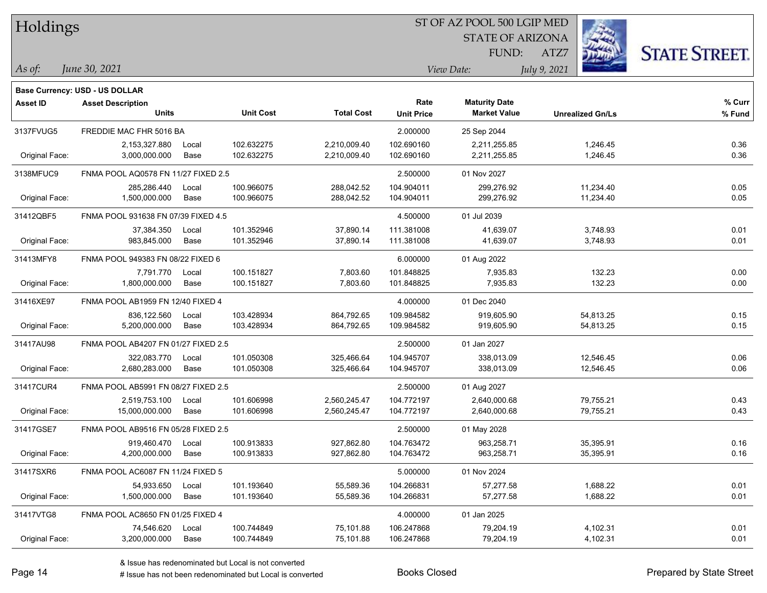# Holdings

ST OF AZ POOL 500 LGIP MED
STATE OF ARIZONA
FUND: ATZ7

*As of:* *June 30, 2021*
*View Date:* *July 9, 2021*

**Base Currency: USD - US DOLLAR**

| Asset ID | Asset Description / Units | | Unit Cost | Total Cost | Rate / Unit Price | Maturity Date / Market Value | Unrealized Gn/Ls | % Curr / % Fund |
|---|---|---|---|---|---|---|---|---|
| 3137FVUG5 | FREDDIE MAC FHR 5016 BA | | | | 2.000000 | 25 Sep 2044 | | |
| | 2,153,327.880 | Local | 102.632275 | 2,210,009.40 | 102.690160 | 2,211,255.85 | 1,246.45 | 0.36 |
| Original Face: | 3,000,000.000 | Base | 102.632275 | 2,210,009.40 | 102.690160 | 2,211,255.85 | 1,246.45 | 0.36 |
| 3138MFUC9 | FNMA POOL AQ0578 FN 11/27 FIXED 2.5 | | | | 2.500000 | 01 Nov 2027 | | |
| | 285,286.440 | Local | 100.966075 | 288,042.52 | 104.904011 | 299,276.92 | 11,234.40 | 0.05 |
| Original Face: | 1,500,000.000 | Base | 100.966075 | 288,042.52 | 104.904011 | 299,276.92 | 11,234.40 | 0.05 |
| 31412QBF5 | FNMA POOL 931638 FN 07/39 FIXED 4.5 | | | | 4.500000 | 01 Jul 2039 | | |
| | 37,384.350 | Local | 101.352946 | 37,890.14 | 111.381008 | 41,639.07 | 3,748.93 | 0.01 |
| Original Face: | 983,845.000 | Base | 101.352946 | 37,890.14 | 111.381008 | 41,639.07 | 3,748.93 | 0.01 |
| 31413MFY8 | FNMA POOL 949383 FN 08/22 FIXED 6 | | | | 6.000000 | 01 Aug 2022 | | |
| | 7,791.770 | Local | 100.151827 | 7,803.60 | 101.848825 | 7,935.83 | 132.23 | 0.00 |
| Original Face: | 1,800,000.000 | Base | 100.151827 | 7,803.60 | 101.848825 | 7,935.83 | 132.23 | 0.00 |
| 31416XE97 | FNMA POOL AB1959 FN 12/40 FIXED 4 | | | | 4.000000 | 01 Dec 2040 | | |
| | 836,122.560 | Local | 103.428934 | 864,792.65 | 109.984582 | 919,605.90 | 54,813.25 | 0.15 |
| Original Face: | 5,200,000.000 | Base | 103.428934 | 864,792.65 | 109.984582 | 919,605.90 | 54,813.25 | 0.15 |
| 31417AU98 | FNMA POOL AB4207 FN 01/27 FIXED 2.5 | | | | 2.500000 | 01 Jan 2027 | | |
| | 322,083.770 | Local | 101.050308 | 325,466.64 | 104.945707 | 338,013.09 | 12,546.45 | 0.06 |
| Original Face: | 2,680,283.000 | Base | 101.050308 | 325,466.64 | 104.945707 | 338,013.09 | 12,546.45 | 0.06 |
| 31417CUR4 | FNMA POOL AB5991 FN 08/27 FIXED 2.5 | | | | 2.500000 | 01 Aug 2027 | | |
| | 2,519,753.100 | Local | 101.606998 | 2,560,245.47 | 104.772197 | 2,640,000.68 | 79,755.21 | 0.43 |
| Original Face: | 15,000,000.000 | Base | 101.606998 | 2,560,245.47 | 104.772197 | 2,640,000.68 | 79,755.21 | 0.43 |
| 31417GSE7 | FNMA POOL AB9516 FN 05/28 FIXED 2.5 | | | | 2.500000 | 01 May 2028 | | |
| | 919,460.470 | Local | 100.913833 | 927,862.80 | 104.763472 | 963,258.71 | 35,395.91 | 0.16 |
| Original Face: | 4,200,000.000 | Base | 100.913833 | 927,862.80 | 104.763472 | 963,258.71 | 35,395.91 | 0.16 |
| 31417SXR6 | FNMA POOL AC6087 FN 11/24 FIXED 5 | | | | 5.000000 | 01 Nov 2024 | | |
| | 54,933.650 | Local | 101.193640 | 55,589.36 | 104.266831 | 57,277.58 | 1,688.22 | 0.01 |
| Original Face: | 1,500,000.000 | Base | 101.193640 | 55,589.36 | 104.266831 | 57,277.58 | 1,688.22 | 0.01 |
| 31417VTG8 | FNMA POOL AC8650 FN 01/25 FIXED 4 | | | | 4.000000 | 01 Jan 2025 | | |
| | 74,546.620 | Local | 100.744849 | 75,101.88 | 106.247868 | 79,204.19 | 4,102.31 | 0.01 |
| Original Face: | 3,200,000.000 | Base | 100.744849 | 75,101.88 | 106.247868 | 79,204.19 | 4,102.31 | 0.01 |

& Issue has redenominated but Local is not converted
# Issue has not been redenominated but Local is converted

Books Closed

Prepared by State Street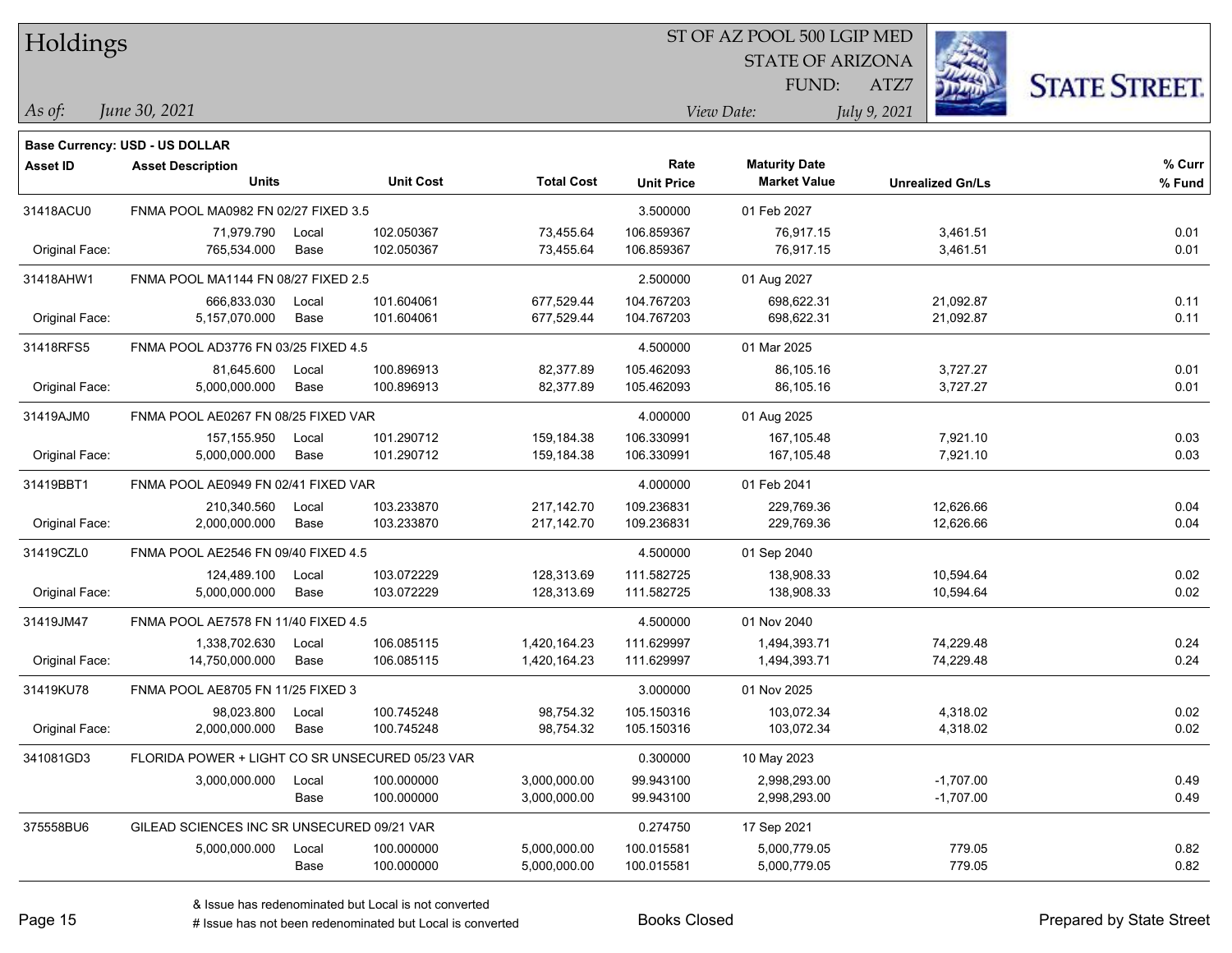# Holdings

ST OF AZ POOL 500 LGIP MED
STATE OF ARIZONA
FUND: ATZ7

*As of:* *June 30, 2021*

*View Date:* *July 9, 2021*

**Base Currency: USD - US DOLLAR**

| Asset ID | Asset Description / Units | | Unit Cost | Total Cost | Rate / Unit Price | Maturity Date / Market Value | Unrealized Gn/Ls | % Curr / % Fund |
|---|---|---|---|---|---|---|---|---|
| 31418ACU0 | FNMA POOL MA0982 FN 02/27 FIXED 3.5 | | | | 3.500000 | 01 Feb 2027 | | |
| | 71,979.790 | Local | 102.050367 | 73,455.64 | 106.859367 | 76,917.15 | 3,461.51 | 0.01 |
| Original Face: | 765,534.000 | Base | 102.050367 | 73,455.64 | 106.859367 | 76,917.15 | 3,461.51 | 0.01 |
| 31418AHW1 | FNMA POOL MA1144 FN 08/27 FIXED 2.5 | | | | 2.500000 | 01 Aug 2027 | | |
| | 666,833.030 | Local | 101.604061 | 677,529.44 | 104.767203 | 698,622.31 | 21,092.87 | 0.11 |
| Original Face: | 5,157,070.000 | Base | 101.604061 | 677,529.44 | 104.767203 | 698,622.31 | 21,092.87 | 0.11 |
| 31418RFS5 | FNMA POOL AD3776 FN 03/25 FIXED 4.5 | | | | 4.500000 | 01 Mar 2025 | | |
| | 81,645.600 | Local | 100.896913 | 82,377.89 | 105.462093 | 86,105.16 | 3,727.27 | 0.01 |
| Original Face: | 5,000,000.000 | Base | 100.896913 | 82,377.89 | 105.462093 | 86,105.16 | 3,727.27 | 0.01 |
| 31419AJM0 | FNMA POOL AE0267 FN 08/25 FIXED VAR | | | | 4.000000 | 01 Aug 2025 | | |
| | 157,155.950 | Local | 101.290712 | 159,184.38 | 106.330991 | 167,105.48 | 7,921.10 | 0.03 |
| Original Face: | 5,000,000.000 | Base | 101.290712 | 159,184.38 | 106.330991 | 167,105.48 | 7,921.10 | 0.03 |
| 31419BBT1 | FNMA POOL AE0949 FN 02/41 FIXED VAR | | | | 4.000000 | 01 Feb 2041 | | |
| | 210,340.560 | Local | 103.233870 | 217,142.70 | 109.236831 | 229,769.36 | 12,626.66 | 0.04 |
| Original Face: | 2,000,000.000 | Base | 103.233870 | 217,142.70 | 109.236831 | 229,769.36 | 12,626.66 | 0.04 |
| 31419CZL0 | FNMA POOL AE2546 FN 09/40 FIXED 4.5 | | | | 4.500000 | 01 Sep 2040 | | |
| | 124,489.100 | Local | 103.072229 | 128,313.69 | 111.582725 | 138,908.33 | 10,594.64 | 0.02 |
| Original Face: | 5,000,000.000 | Base | 103.072229 | 128,313.69 | 111.582725 | 138,908.33 | 10,594.64 | 0.02 |
| 31419JM47 | FNMA POOL AE7578 FN 11/40 FIXED 4.5 | | | | 4.500000 | 01 Nov 2040 | | |
| | 1,338,702.630 | Local | 106.085115 | 1,420,164.23 | 111.629997 | 1,494,393.71 | 74,229.48 | 0.24 |
| Original Face: | 14,750,000.000 | Base | 106.085115 | 1,420,164.23 | 111.629997 | 1,494,393.71 | 74,229.48 | 0.24 |
| 31419KU78 | FNMA POOL AE8705 FN 11/25 FIXED 3 | | | | 3.000000 | 01 Nov 2025 | | |
| | 98,023.800 | Local | 100.745248 | 98,754.32 | 105.150316 | 103,072.34 | 4,318.02 | 0.02 |
| Original Face: | 2,000,000.000 | Base | 100.745248 | 98,754.32 | 105.150316 | 103,072.34 | 4,318.02 | 0.02 |
| 341081GD3 | FLORIDA POWER + LIGHT CO SR UNSECURED 05/23 VAR | | | | 0.300000 | 10 May 2023 | | |
| | 3,000,000.000 | Local | 100.000000 | 3,000,000.00 | 99.943100 | 2,998,293.00 | -1,707.00 | 0.49 |
| | | Base | 100.000000 | 3,000,000.00 | 99.943100 | 2,998,293.00 | -1,707.00 | 0.49 |
| 375558BU6 | GILEAD SCIENCES INC SR UNSECURED 09/21 VAR | | | | 0.274750 | 17 Sep 2021 | | |
| | 5,000,000.000 | Local | 100.000000 | 5,000,000.00 | 100.015581 | 5,000,779.05 | 779.05 | 0.82 |
| | | Base | 100.000000 | 5,000,000.00 | 100.015581 | 5,000,779.05 | 779.05 | 0.82 |

& Issue has redenominated but Local is not converted
# Issue has not been redenominated but Local is converted

Books Closed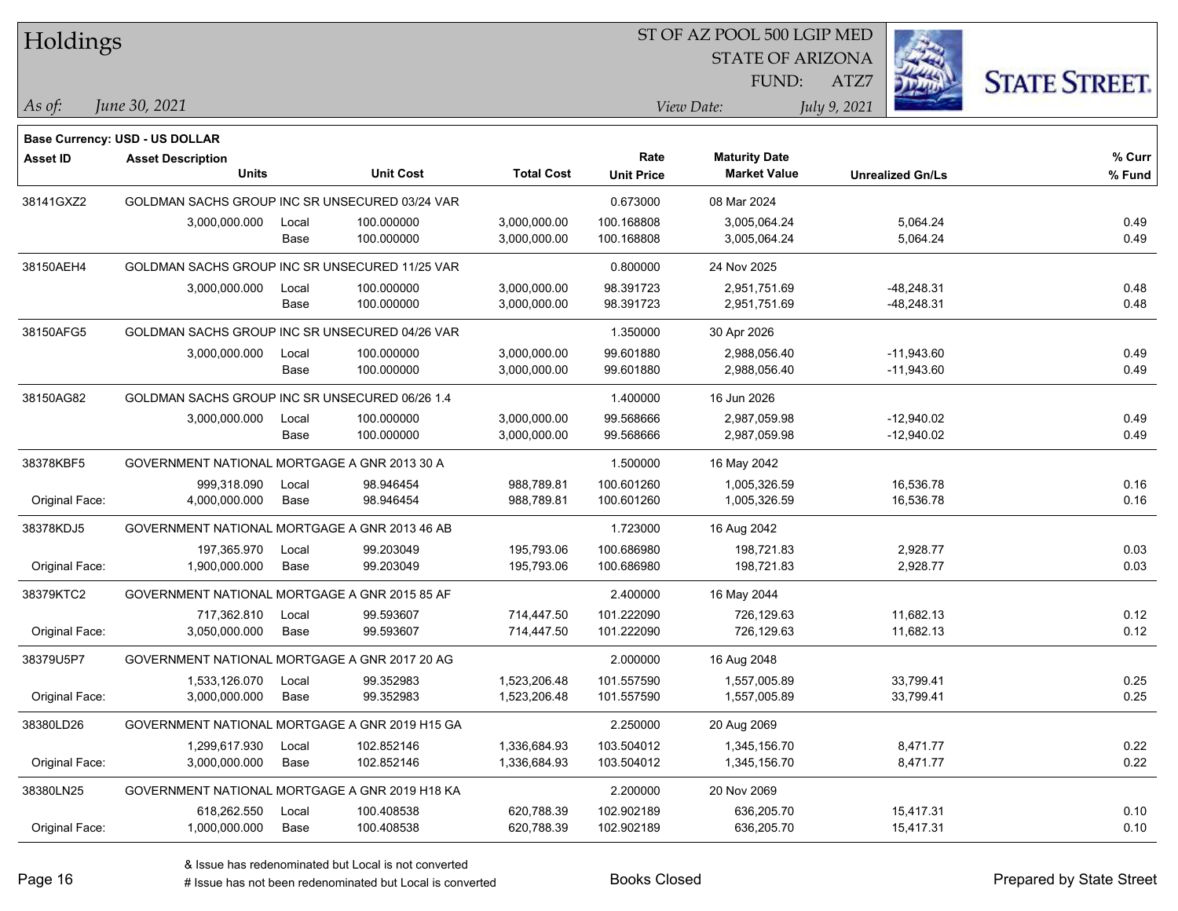# Holdings

ST OF AZ POOL 500 LGIP MED
STATE OF ARIZONA
FUND: ATZ7

*As of:* *June 30, 2021*

*View Date:* *July 9, 2021*

**Base Currency: USD - US DOLLAR**

| Asset ID | Asset Description / Units | | Unit Cost | Total Cost | Rate / Unit Price | Maturity Date / Market Value | Unrealized Gn/Ls | % Curr / % Fund |
|---|---|---|---|---|---|---|---|---|
| 38141GXZ2 | GOLDMAN SACHS GROUP INC SR UNSECURED 03/24 VAR | | | | 0.673000 | 08 Mar 2024 | | |
| | 3,000,000.000 | Local | 100.000000 | 3,000,000.00 | 100.168808 | 3,005,064.24 | 5,064.24 | 0.49 |
| | | Base | 100.000000 | 3,000,000.00 | 100.168808 | 3,005,064.24 | 5,064.24 | 0.49 |
| 38150AEH4 | GOLDMAN SACHS GROUP INC SR UNSECURED 11/25 VAR | | | | 0.800000 | 24 Nov 2025 | | |
| | 3,000,000.000 | Local | 100.000000 | 3,000,000.00 | 98.391723 | 2,951,751.69 | -48,248.31 | 0.48 |
| | | Base | 100.000000 | 3,000,000.00 | 98.391723 | 2,951,751.69 | -48,248.31 | 0.48 |
| 38150AFG5 | GOLDMAN SACHS GROUP INC SR UNSECURED 04/26 VAR | | | | 1.350000 | 30 Apr 2026 | | |
| | 3,000,000.000 | Local | 100.000000 | 3,000,000.00 | 99.601880 | 2,988,056.40 | -11,943.60 | 0.49 |
| | | Base | 100.000000 | 3,000,000.00 | 99.601880 | 2,988,056.40 | -11,943.60 | 0.49 |
| 38150AG82 | GOLDMAN SACHS GROUP INC SR UNSECURED 06/26 1.4 | | | | 1.400000 | 16 Jun 2026 | | |
| | 3,000,000.000 | Local | 100.000000 | 3,000,000.00 | 99.568666 | 2,987,059.98 | -12,940.02 | 0.49 |
| | | Base | 100.000000 | 3,000,000.00 | 99.568666 | 2,987,059.98 | -12,940.02 | 0.49 |
| 38378KBF5 | GOVERNMENT NATIONAL MORTGAGE A GNR 2013 30 A | | | | 1.500000 | 16 May 2042 | | |
| | 999,318.090 | Local | 98.946454 | 988,789.81 | 100.601260 | 1,005,326.59 | 16,536.78 | 0.16 |
| Original Face: | 4,000,000.000 | Base | 98.946454 | 988,789.81 | 100.601260 | 1,005,326.59 | 16,536.78 | 0.16 |
| 38378KDJ5 | GOVERNMENT NATIONAL MORTGAGE A GNR 2013 46 AB | | | | 1.723000 | 16 Aug 2042 | | |
| | 197,365.970 | Local | 99.203049 | 195,793.06 | 100.686980 | 198,721.83 | 2,928.77 | 0.03 |
| Original Face: | 1,900,000.000 | Base | 99.203049 | 195,793.06 | 100.686980 | 198,721.83 | 2,928.77 | 0.03 |
| 38379KTC2 | GOVERNMENT NATIONAL MORTGAGE A GNR 2015 85 AF | | | | 2.400000 | 16 May 2044 | | |
| | 717,362.810 | Local | 99.593607 | 714,447.50 | 101.222090 | 726,129.63 | 11,682.13 | 0.12 |
| Original Face: | 3,050,000.000 | Base | 99.593607 | 714,447.50 | 101.222090 | 726,129.63 | 11,682.13 | 0.12 |
| 38379U5P7 | GOVERNMENT NATIONAL MORTGAGE A GNR 2017 20 AG | | | | 2.000000 | 16 Aug 2048 | | |
| | 1,533,126.070 | Local | 99.352983 | 1,523,206.48 | 101.557590 | 1,557,005.89 | 33,799.41 | 0.25 |
| Original Face: | 3,000,000.000 | Base | 99.352983 | 1,523,206.48 | 101.557590 | 1,557,005.89 | 33,799.41 | 0.25 |
| 38380LD26 | GOVERNMENT NATIONAL MORTGAGE A GNR 2019 H15 GA | | | | 2.250000 | 20 Aug 2069 | | |
| | 1,299,617.930 | Local | 102.852146 | 1,336,684.93 | 103.504012 | 1,345,156.70 | 8,471.77 | 0.22 |
| Original Face: | 3,000,000.000 | Base | 102.852146 | 1,336,684.93 | 103.504012 | 1,345,156.70 | 8,471.77 | 0.22 |
| 38380LN25 | GOVERNMENT NATIONAL MORTGAGE A GNR 2019 H18 KA | | | | 2.200000 | 20 Nov 2069 | | |
| | 618,262.550 | Local | 100.408538 | 620,788.39 | 102.902189 | 636,205.70 | 15,417.31 | 0.10 |
| Original Face: | 1,000,000.000 | Base | 100.408538 | 620,788.39 | 102.902189 | 636,205.70 | 15,417.31 | 0.10 |

& Issue has redenominated but Local is not converted
# Issue has not been redenominated but Local is converted

Books Closed

Prepared by State Street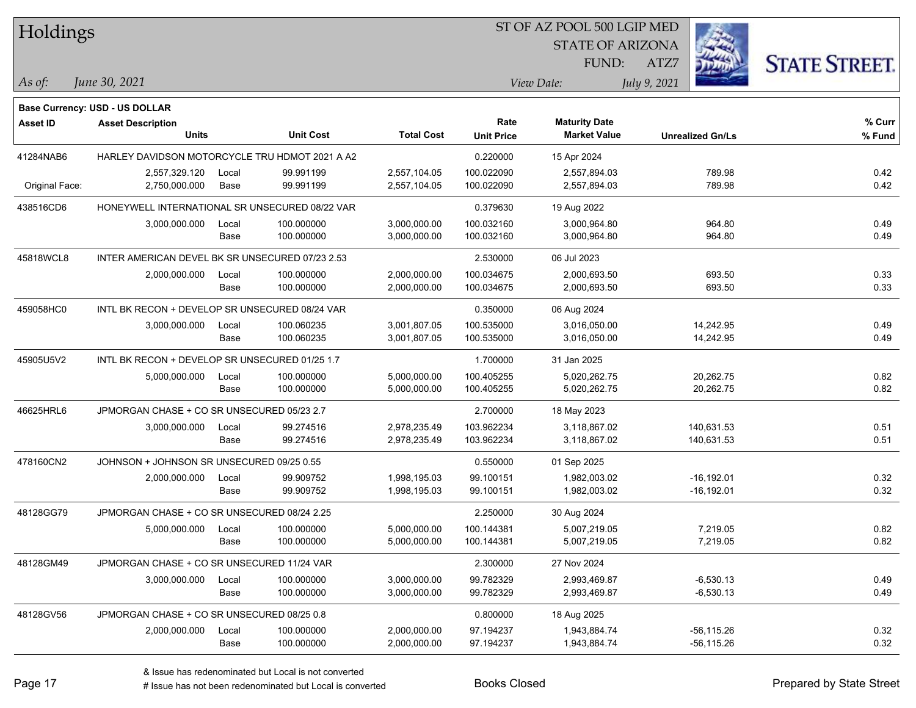# Holdings

ST OF AZ POOL 500 LGIP MED
STATE OF ARIZONA
FUND: ATZ7

*As of: June 30, 2021*

*View Date: July 9, 2021*

**Base Currency: USD - US DOLLAR**

| Asset ID | Asset Description / Units | | Unit Cost | Total Cost | Rate / Unit Price | Maturity Date / Market Value | Unrealized Gn/Ls | % Curr / % Fund |
|---|---|---|---|---|---|---|---|---|
| 41284NAB6 | HARLEY DAVIDSON MOTORCYCLE TRU HDMOT 2021 A A2 | | | | 0.220000 | 15 Apr 2024 | | |
| | 2,557,329.120 | Local | 99.991199 | 2,557,104.05 | 100.022090 | 2,557,894.03 | 789.98 | 0.42 |
| Original Face: | 2,750,000.000 | Base | 99.991199 | 2,557,104.05 | 100.022090 | 2,557,894.03 | 789.98 | 0.42 |
| 438516CD6 | HONEYWELL INTERNATIONAL SR UNSECURED 08/22 VAR | | | | 0.379630 | 19 Aug 2022 | | |
| | 3,000,000.000 | Local | 100.000000 | 3,000,000.00 | 100.032160 | 3,000,964.80 | 964.80 | 0.49 |
| | | Base | 100.000000 | 3,000,000.00 | 100.032160 | 3,000,964.80 | 964.80 | 0.49 |
| 45818WCL8 | INTER AMERICAN DEVEL BK SR UNSECURED 07/23 2.53 | | | | 2.530000 | 06 Jul 2023 | | |
| | 2,000,000.000 | Local | 100.000000 | 2,000,000.00 | 100.034675 | 2,000,693.50 | 693.50 | 0.33 |
| | | Base | 100.000000 | 2,000,000.00 | 100.034675 | 2,000,693.50 | 693.50 | 0.33 |
| 459058HC0 | INTL BK RECON + DEVELOP SR UNSECURED 08/24 VAR | | | | 0.350000 | 06 Aug 2024 | | |
| | 3,000,000.000 | Local | 100.060235 | 3,001,807.05 | 100.535000 | 3,016,050.00 | 14,242.95 | 0.49 |
| | | Base | 100.060235 | 3,001,807.05 | 100.535000 | 3,016,050.00 | 14,242.95 | 0.49 |
| 45905U5V2 | INTL BK RECON + DEVELOP SR UNSECURED 01/25 1.7 | | | | 1.700000 | 31 Jan 2025 | | |
| | 5,000,000.000 | Local | 100.000000 | 5,000,000.00 | 100.405255 | 5,020,262.75 | 20,262.75 | 0.82 |
| | | Base | 100.000000 | 5,000,000.00 | 100.405255 | 5,020,262.75 | 20,262.75 | 0.82 |
| 46625HRL6 | JPMORGAN CHASE + CO SR UNSECURED 05/23 2.7 | | | | 2.700000 | 18 May 2023 | | |
| | 3,000,000.000 | Local | 99.274516 | 2,978,235.49 | 103.962234 | 3,118,867.02 | 140,631.53 | 0.51 |
| | | Base | 99.274516 | 2,978,235.49 | 103.962234 | 3,118,867.02 | 140,631.53 | 0.51 |
| 478160CN2 | JOHNSON + JOHNSON SR UNSECURED 09/25 0.55 | | | | 0.550000 | 01 Sep 2025 | | |
| | 2,000,000.000 | Local | 99.909752 | 1,998,195.03 | 99.100151 | 1,982,003.02 | -16,192.01 | 0.32 |
| | | Base | 99.909752 | 1,998,195.03 | 99.100151 | 1,982,003.02 | -16,192.01 | 0.32 |
| 48128GG79 | JPMORGAN CHASE + CO SR UNSECURED 08/24 2.25 | | | | 2.250000 | 30 Aug 2024 | | |
| | 5,000,000.000 | Local | 100.000000 | 5,000,000.00 | 100.144381 | 5,007,219.05 | 7,219.05 | 0.82 |
| | | Base | 100.000000 | 5,000,000.00 | 100.144381 | 5,007,219.05 | 7,219.05 | 0.82 |
| 48128GM49 | JPMORGAN CHASE + CO SR UNSECURED 11/24 VAR | | | | 2.300000 | 27 Nov 2024 | | |
| | 3,000,000.000 | Local | 100.000000 | 3,000,000.00 | 99.782329 | 2,993,469.87 | -6,530.13 | 0.49 |
| | | Base | 100.000000 | 3,000,000.00 | 99.782329 | 2,993,469.87 | -6,530.13 | 0.49 |
| 48128GV56 | JPMORGAN CHASE + CO SR UNSECURED 08/25 0.8 | | | | 0.800000 | 18 Aug 2025 | | |
| | 2,000,000.000 | Local | 100.000000 | 2,000,000.00 | 97.194237 | 1,943,884.74 | -56,115.26 | 0.32 |
| | | Base | 100.000000 | 2,000,000.00 | 97.194237 | 1,943,884.74 | -56,115.26 | 0.32 |

& Issue has redenominated but Local is not converted
# Issue has not been redenominated but Local is converted

Books Closed

Prepared by State Street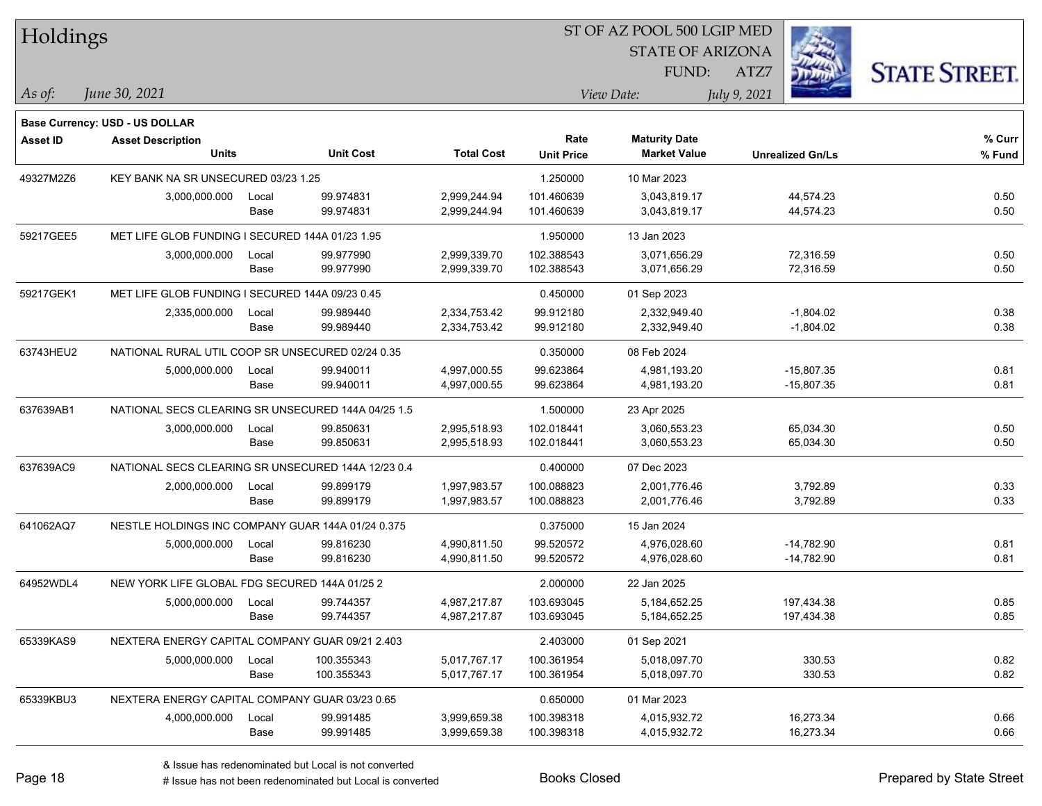# Holdings

ST OF AZ POOL 500 LGIP MED
STATE OF ARIZONA
FUND: ATZ7

*As of:* *June 30, 2021*

*View Date:* *July 9, 2021*

**Base Currency: USD - US DOLLAR**

| Asset ID | Asset Description / Units | | Unit Cost | Total Cost | Rate / Unit Price | Maturity Date / Market Value | Unrealized Gn/Ls | % Curr / % Fund |
|---|---|---|---|---|---|---|---|---|
| 49327M2Z6 | KEY BANK NA SR UNSECURED 03/23 1.25 | | | | 1.250000 | 10 Mar 2023 | | |
| | 3,000,000.000 | Local | 99.974831 | 2,999,244.94 | 101.460639 | 3,043,819.17 | 44,574.23 | 0.50 |
| | | Base | 99.974831 | 2,999,244.94 | 101.460639 | 3,043,819.17 | 44,574.23 | 0.50 |
| 59217GEE5 | MET LIFE GLOB FUNDING I SECURED 144A 01/23 1.95 | | | | 1.950000 | 13 Jan 2023 | | |
| | 3,000,000.000 | Local | 99.977990 | 2,999,339.70 | 102.388543 | 3,071,656.29 | 72,316.59 | 0.50 |
| | | Base | 99.977990 | 2,999,339.70 | 102.388543 | 3,071,656.29 | 72,316.59 | 0.50 |
| 59217GEK1 | MET LIFE GLOB FUNDING I SECURED 144A 09/23 0.45 | | | | 0.450000 | 01 Sep 2023 | | |
| | 2,335,000.000 | Local | 99.989440 | 2,334,753.42 | 99.912180 | 2,332,949.40 | -1,804.02 | 0.38 |
| | | Base | 99.989440 | 2,334,753.42 | 99.912180 | 2,332,949.40 | -1,804.02 | 0.38 |
| 63743HEU2 | NATIONAL RURAL UTIL COOP SR UNSECURED 02/24 0.35 | | | | 0.350000 | 08 Feb 2024 | | |
| | 5,000,000.000 | Local | 99.940011 | 4,997,000.55 | 99.623864 | 4,981,193.20 | -15,807.35 | 0.81 |
| | | Base | 99.940011 | 4,997,000.55 | 99.623864 | 4,981,193.20 | -15,807.35 | 0.81 |
| 637639AB1 | NATIONAL SECS CLEARING SR UNSECURED 144A 04/25 1.5 | | | | 1.500000 | 23 Apr 2025 | | |
| | 3,000,000.000 | Local | 99.850631 | 2,995,518.93 | 102.018441 | 3,060,553.23 | 65,034.30 | 0.50 |
| | | Base | 99.850631 | 2,995,518.93 | 102.018441 | 3,060,553.23 | 65,034.30 | 0.50 |
| 637639AC9 | NATIONAL SECS CLEARING SR UNSECURED 144A 12/23 0.4 | | | | 0.400000 | 07 Dec 2023 | | |
| | 2,000,000.000 | Local | 99.899179 | 1,997,983.57 | 100.088823 | 2,001,776.46 | 3,792.89 | 0.33 |
| | | Base | 99.899179 | 1,997,983.57 | 100.088823 | 2,001,776.46 | 3,792.89 | 0.33 |
| 641062AQ7 | NESTLE HOLDINGS INC COMPANY GUAR 144A 01/24 0.375 | | | | 0.375000 | 15 Jan 2024 | | |
| | 5,000,000.000 | Local | 99.816230 | 4,990,811.50 | 99.520572 | 4,976,028.60 | -14,782.90 | 0.81 |
| | | Base | 99.816230 | 4,990,811.50 | 99.520572 | 4,976,028.60 | -14,782.90 | 0.81 |
| 64952WDL4 | NEW YORK LIFE GLOBAL FDG SECURED 144A 01/25 2 | | | | 2.000000 | 22 Jan 2025 | | |
| | 5,000,000.000 | Local | 99.744357 | 4,987,217.87 | 103.693045 | 5,184,652.25 | 197,434.38 | 0.85 |
| | | Base | 99.744357 | 4,987,217.87 | 103.693045 | 5,184,652.25 | 197,434.38 | 0.85 |
| 65339KAS9 | NEXTERA ENERGY CAPITAL COMPANY GUAR 09/21 2.403 | | | | 2.403000 | 01 Sep 2021 | | |
| | 5,000,000.000 | Local | 100.355343 | 5,017,767.17 | 100.361954 | 5,018,097.70 | 330.53 | 0.82 |
| | | Base | 100.355343 | 5,017,767.17 | 100.361954 | 5,018,097.70 | 330.53 | 0.82 |
| 65339KBU3 | NEXTERA ENERGY CAPITAL COMPANY GUAR 03/23 0.65 | | | | 0.650000 | 01 Mar 2023 | | |
| | 4,000,000.000 | Local | 99.991485 | 3,999,659.38 | 100.398318 | 4,015,932.72 | 16,273.34 | 0.66 |
| | | Base | 99.991485 | 3,999,659.38 | 100.398318 | 4,015,932.72 | 16,273.34 | 0.66 |

& Issue has redenominated but Local is not converted
# Issue has not been redenominated but Local is converted

Books Closed

Prepared by State Street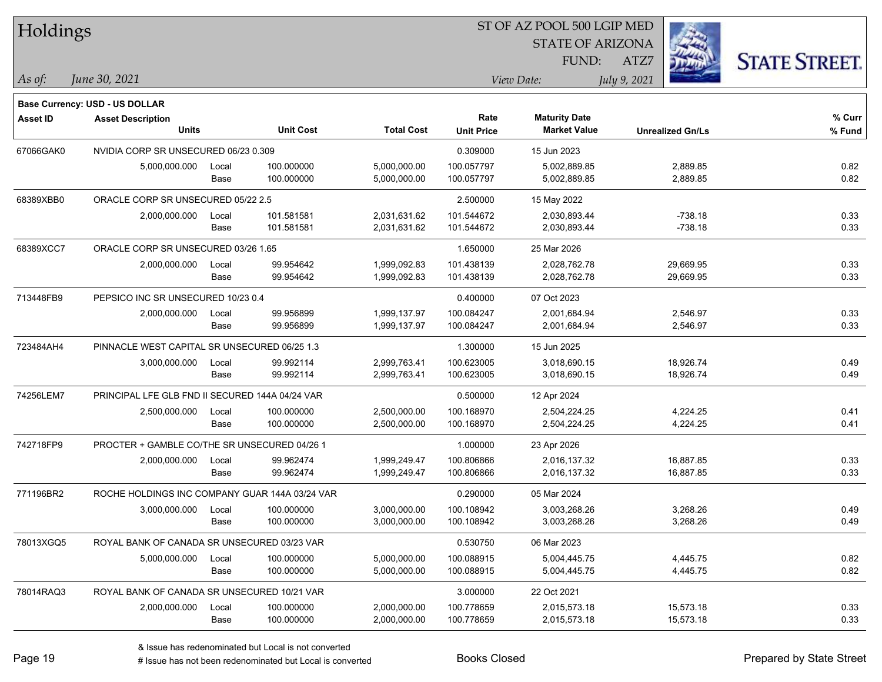# Holdings

ST OF AZ POOL 500 LGIP MED
STATE OF ARIZONA
FUND: ATZ7

*As of:* *June 30, 2021*

*View Date:* *July 9, 2021*

**Base Currency: USD - US DOLLAR**

| Asset ID | Asset Description / Units | | Unit Cost | Total Cost | Rate / Unit Price | Maturity Date / Market Value | Unrealized Gn/Ls | % Curr / % Fund |
|---|---|---|---|---|---|---|---|---|
| 67066GAK0 | NVIDIA CORP SR UNSECURED 06/23 0.309 | | | | 0.309000 | 15 Jun 2023 | | |
| | 5,000,000.000 | Local | 100.000000 | 5,000,000.00 | 100.057797 | 5,002,889.85 | 2,889.85 | 0.82 |
| | | Base | 100.000000 | 5,000,000.00 | 100.057797 | 5,002,889.85 | 2,889.85 | 0.82 |
| 68389XBB0 | ORACLE CORP SR UNSECURED 05/22 2.5 | | | | 2.500000 | 15 May 2022 | | |
| | 2,000,000.000 | Local | 101.581581 | 2,031,631.62 | 101.544672 | 2,030,893.44 | -738.18 | 0.33 |
| | | Base | 101.581581 | 2,031,631.62 | 101.544672 | 2,030,893.44 | -738.18 | 0.33 |
| 68389XCC7 | ORACLE CORP SR UNSECURED 03/26 1.65 | | | | 1.650000 | 25 Mar 2026 | | |
| | 2,000,000.000 | Local | 99.954642 | 1,999,092.83 | 101.438139 | 2,028,762.78 | 29,669.95 | 0.33 |
| | | Base | 99.954642 | 1,999,092.83 | 101.438139 | 2,028,762.78 | 29,669.95 | 0.33 |
| 713448FB9 | PEPSICO INC SR UNSECURED 10/23 0.4 | | | | 0.400000 | 07 Oct 2023 | | |
| | 2,000,000.000 | Local | 99.956899 | 1,999,137.97 | 100.084247 | 2,001,684.94 | 2,546.97 | 0.33 |
| | | Base | 99.956899 | 1,999,137.97 | 100.084247 | 2,001,684.94 | 2,546.97 | 0.33 |
| 723484AH4 | PINNACLE WEST CAPITAL SR UNSECURED 06/25 1.3 | | | | 1.300000 | 15 Jun 2025 | | |
| | 3,000,000.000 | Local | 99.992114 | 2,999,763.41 | 100.623005 | 3,018,690.15 | 18,926.74 | 0.49 |
| | | Base | 99.992114 | 2,999,763.41 | 100.623005 | 3,018,690.15 | 18,926.74 | 0.49 |
| 74256LEM7 | PRINCIPAL LFE GLB FND II SECURED 144A 04/24 VAR | | | | 0.500000 | 12 Apr 2024 | | |
| | 2,500,000.000 | Local | 100.000000 | 2,500,000.00 | 100.168970 | 2,504,224.25 | 4,224.25 | 0.41 |
| | | Base | 100.000000 | 2,500,000.00 | 100.168970 | 2,504,224.25 | 4,224.25 | 0.41 |
| 742718FP9 | PROCTER + GAMBLE CO/THE SR UNSECURED 04/26 1 | | | | 1.000000 | 23 Apr 2026 | | |
| | 2,000,000.000 | Local | 99.962474 | 1,999,249.47 | 100.806866 | 2,016,137.32 | 16,887.85 | 0.33 |
| | | Base | 99.962474 | 1,999,249.47 | 100.806866 | 2,016,137.32 | 16,887.85 | 0.33 |
| 771196BR2 | ROCHE HOLDINGS INC COMPANY GUAR 144A 03/24 VAR | | | | 0.290000 | 05 Mar 2024 | | |
| | 3,000,000.000 | Local | 100.000000 | 3,000,000.00 | 100.108942 | 3,003,268.26 | 3,268.26 | 0.49 |
| | | Base | 100.000000 | 3,000,000.00 | 100.108942 | 3,003,268.26 | 3,268.26 | 0.49 |
| 78013XGQ5 | ROYAL BANK OF CANADA SR UNSECURED 03/23 VAR | | | | 0.530750 | 06 Mar 2023 | | |
| | 5,000,000.000 | Local | 100.000000 | 5,000,000.00 | 100.088915 | 5,004,445.75 | 4,445.75 | 0.82 |
| | | Base | 100.000000 | 5,000,000.00 | 100.088915 | 5,004,445.75 | 4,445.75 | 0.82 |
| 78014RAQ3 | ROYAL BANK OF CANADA SR UNSECURED 10/21 VAR | | | | 3.000000 | 22 Oct 2021 | | |
| | 2,000,000.000 | Local | 100.000000 | 2,000,000.00 | 100.778659 | 2,015,573.18 | 15,573.18 | 0.33 |
| | | Base | 100.000000 | 2,000,000.00 | 100.778659 | 2,015,573.18 | 15,573.18 | 0.33 |

& Issue has redenominated but Local is not converted
# Issue has not been redenominated but Local is converted

Books Closed

Prepared by State Street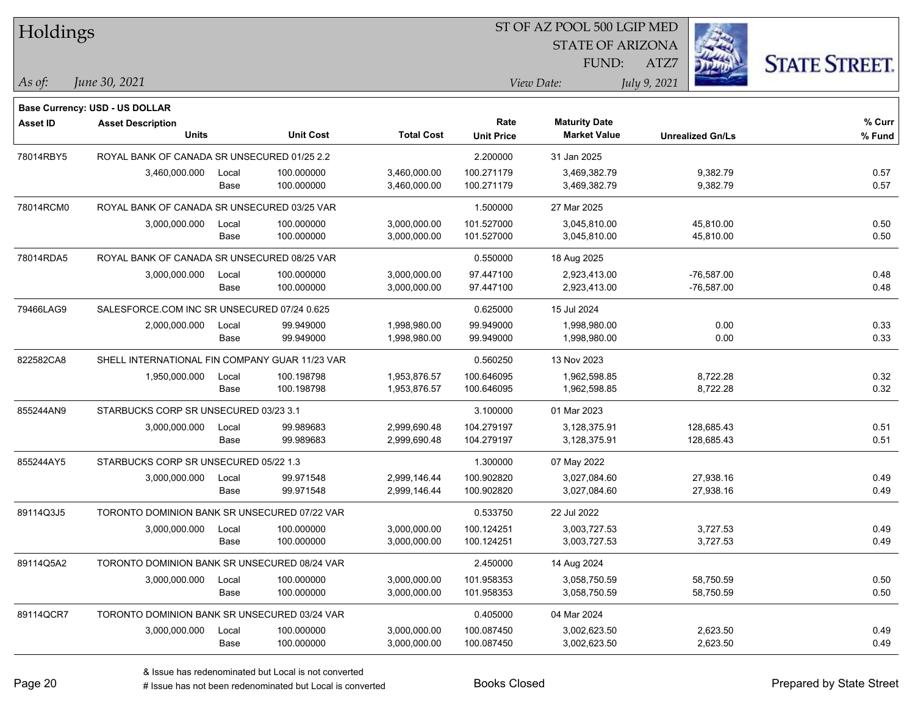# Holdings

ST OF AZ POOL 500 LGIP MED
STATE OF ARIZONA
FUND: ATZ7

*As of:* *June 30, 2021*

*View Date:* *July 9, 2021*

**Base Currency: USD - US DOLLAR**

| Asset ID | Asset Description / Units | | Unit Cost | Total Cost | Rate / Unit Price | Maturity Date / Market Value | Unrealized Gn/Ls | % Curr / % Fund |
|---|---|---|---|---|---|---|---|---|
| 78014RBY5 | ROYAL BANK OF CANADA SR UNSECURED 01/25 2.2 | | | | 2.200000 | 31 Jan 2025 | | |
| | 3,460,000.000 | Local | 100.000000 | 3,460,000.00 | 100.271179 | 3,469,382.79 | 9,382.79 | 0.57 |
| | | Base | 100.000000 | 3,460,000.00 | 100.271179 | 3,469,382.79 | 9,382.79 | 0.57 |
| 78014RCM0 | ROYAL BANK OF CANADA SR UNSECURED 03/25 VAR | | | | 1.500000 | 27 Mar 2025 | | |
| | 3,000,000.000 | Local | 100.000000 | 3,000,000.00 | 101.527000 | 3,045,810.00 | 45,810.00 | 0.50 |
| | | Base | 100.000000 | 3,000,000.00 | 101.527000 | 3,045,810.00 | 45,810.00 | 0.50 |
| 78014RDA5 | ROYAL BANK OF CANADA SR UNSECURED 08/25 VAR | | | | 0.550000 | 18 Aug 2025 | | |
| | 3,000,000.000 | Local | 100.000000 | 3,000,000.00 | 97.447100 | 2,923,413.00 | -76,587.00 | 0.48 |
| | | Base | 100.000000 | 3,000,000.00 | 97.447100 | 2,923,413.00 | -76,587.00 | 0.48 |
| 79466LAG9 | SALESFORCE.COM INC SR UNSECURED 07/24 0.625 | | | | 0.625000 | 15 Jul 2024 | | |
| | 2,000,000.000 | Local | 99.949000 | 1,998,980.00 | 99.949000 | 1,998,980.00 | 0.00 | 0.33 |
| | | Base | 99.949000 | 1,998,980.00 | 99.949000 | 1,998,980.00 | 0.00 | 0.33 |
| 822582CA8 | SHELL INTERNATIONAL FIN COMPANY GUAR 11/23 VAR | | | | 0.560250 | 13 Nov 2023 | | |
| | 1,950,000.000 | Local | 100.198798 | 1,953,876.57 | 100.646095 | 1,962,598.85 | 8,722.28 | 0.32 |
| | | Base | 100.198798 | 1,953,876.57 | 100.646095 | 1,962,598.85 | 8,722.28 | 0.32 |
| 855244AN9 | STARBUCKS CORP SR UNSECURED 03/23 3.1 | | | | 3.100000 | 01 Mar 2023 | | |
| | 3,000,000.000 | Local | 99.989683 | 2,999,690.48 | 104.279197 | 3,128,375.91 | 128,685.43 | 0.51 |
| | | Base | 99.989683 | 2,999,690.48 | 104.279197 | 3,128,375.91 | 128,685.43 | 0.51 |
| 855244AY5 | STARBUCKS CORP SR UNSECURED 05/22 1.3 | | | | 1.300000 | 07 May 2022 | | |
| | 3,000,000.000 | Local | 99.971548 | 2,999,146.44 | 100.902820 | 3,027,084.60 | 27,938.16 | 0.49 |
| | | Base | 99.971548 | 2,999,146.44 | 100.902820 | 3,027,084.60 | 27,938.16 | 0.49 |
| 89114Q3J5 | TORONTO DOMINION BANK SR UNSECURED 07/22 VAR | | | | 0.533750 | 22 Jul 2022 | | |
| | 3,000,000.000 | Local | 100.000000 | 3,000,000.00 | 100.124251 | 3,003,727.53 | 3,727.53 | 0.49 |
| | | Base | 100.000000 | 3,000,000.00 | 100.124251 | 3,003,727.53 | 3,727.53 | 0.49 |
| 89114Q5A2 | TORONTO DOMINION BANK SR UNSECURED 08/24 VAR | | | | 2.450000 | 14 Aug 2024 | | |
| | 3,000,000.000 | Local | 100.000000 | 3,000,000.00 | 101.958353 | 3,058,750.59 | 58,750.59 | 0.50 |
| | | Base | 100.000000 | 3,000,000.00 | 101.958353 | 3,058,750.59 | 58,750.59 | 0.50 |
| 89114QCR7 | TORONTO DOMINION BANK SR UNSECURED 03/24 VAR | | | | 0.405000 | 04 Mar 2024 | | |
| | 3,000,000.000 | Local | 100.000000 | 3,000,000.00 | 100.087450 | 3,002,623.50 | 2,623.50 | 0.49 |
| | | Base | 100.000000 | 3,000,000.00 | 100.087450 | 3,002,623.50 | 2,623.50 | 0.49 |

& Issue has redenominated but Local is not converted
# Issue has not been redenominated but Local is converted

Books Closed

Prepared by State Street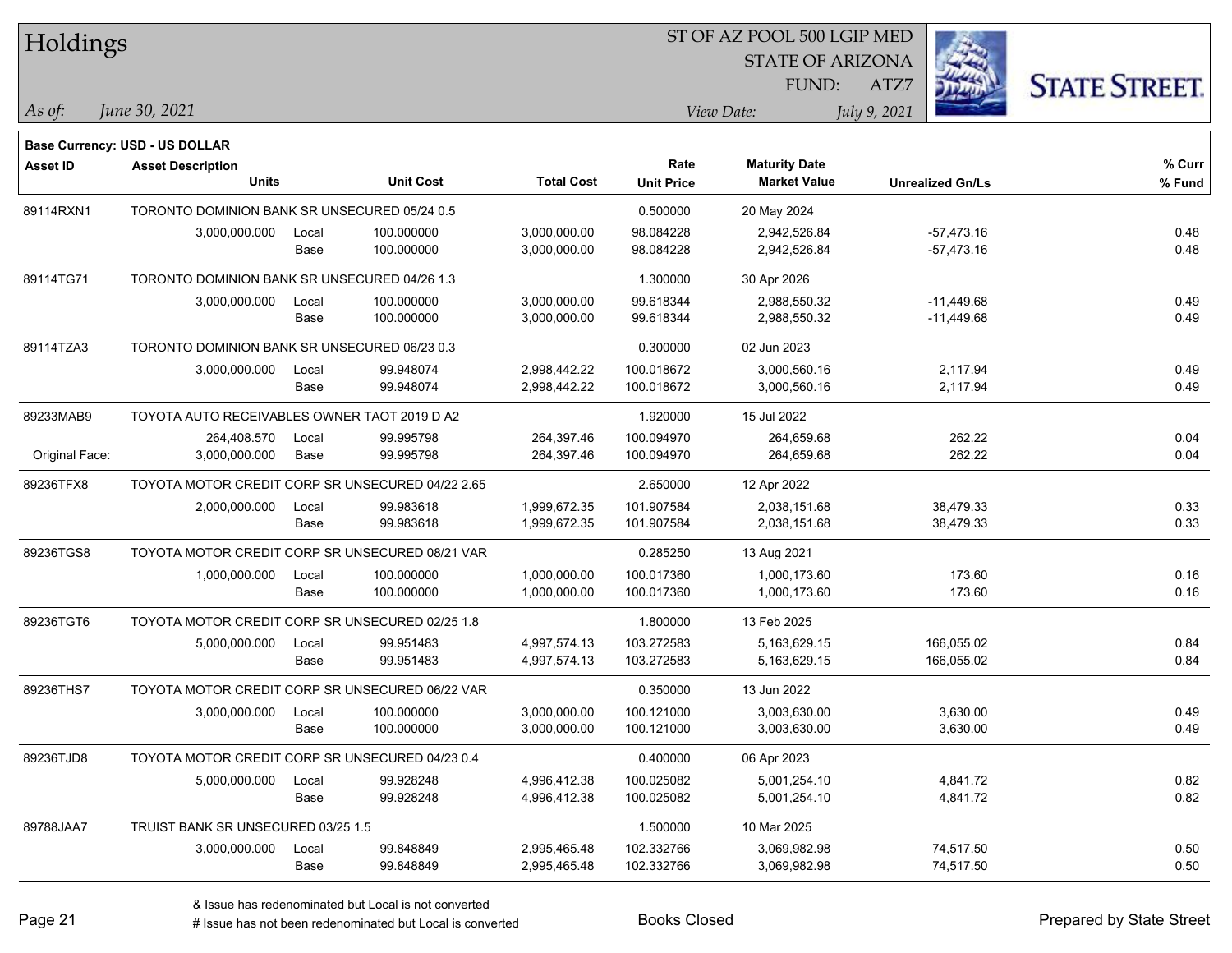# Holdings

ST OF AZ POOL 500 LGIP MED
STATE OF ARIZONA
FUND: ATZ7

*As of:* *June 30, 2021*
*View Date:* *July 9, 2021*

**Base Currency: USD - US DOLLAR**

| Asset ID | Asset Description / Units | | Unit Cost | Total Cost | Rate / Unit Price | Maturity Date / Market Value | Unrealized Gn/Ls | % Curr / % Fund |
|---|---|---|---|---|---|---|---|---|
| 89114RXN1 | TORONTO DOMINION BANK SR UNSECURED 05/24 0.5 | | | | 0.500000 | 20 May 2024 | | |
| | 3,000,000.000 | Local | 100.000000 | 3,000,000.00 | 98.084228 | 2,942,526.84 | -57,473.16 | 0.48 |
| | | Base | 100.000000 | 3,000,000.00 | 98.084228 | 2,942,526.84 | -57,473.16 | 0.48 |
| 89114TG71 | TORONTO DOMINION BANK SR UNSECURED 04/26 1.3 | | | | 1.300000 | 30 Apr 2026 | | |
| | 3,000,000.000 | Local | 100.000000 | 3,000,000.00 | 99.618344 | 2,988,550.32 | -11,449.68 | 0.49 |
| | | Base | 100.000000 | 3,000,000.00 | 99.618344 | 2,988,550.32 | -11,449.68 | 0.49 |
| 89114TZA3 | TORONTO DOMINION BANK SR UNSECURED 06/23 0.3 | | | | 0.300000 | 02 Jun 2023 | | |
| | 3,000,000.000 | Local | 99.948074 | 2,998,442.22 | 100.018672 | 3,000,560.16 | 2,117.94 | 0.49 |
| | | Base | 99.948074 | 2,998,442.22 | 100.018672 | 3,000,560.16 | 2,117.94 | 0.49 |
| 89233MAB9 | TOYOTA AUTO RECEIVABLES OWNER TAOT 2019 D A2 | | | | 1.920000 | 15 Jul 2022 | | |
| | 264,408.570 | Local | 99.995798 | 264,397.46 | 100.094970 | 264,659.68 | 262.22 | 0.04 |
| Original Face: | 3,000,000.000 | Base | 99.995798 | 264,397.46 | 100.094970 | 264,659.68 | 262.22 | 0.04 |
| 89236TFX8 | TOYOTA MOTOR CREDIT CORP SR UNSECURED 04/22 2.65 | | | | 2.650000 | 12 Apr 2022 | | |
| | 2,000,000.000 | Local | 99.983618 | 1,999,672.35 | 101.907584 | 2,038,151.68 | 38,479.33 | 0.33 |
| | | Base | 99.983618 | 1,999,672.35 | 101.907584 | 2,038,151.68 | 38,479.33 | 0.33 |
| 89236TGS8 | TOYOTA MOTOR CREDIT CORP SR UNSECURED 08/21 VAR | | | | 0.285250 | 13 Aug 2021 | | |
| | 1,000,000.000 | Local | 100.000000 | 1,000,000.00 | 100.017360 | 1,000,173.60 | 173.60 | 0.16 |
| | | Base | 100.000000 | 1,000,000.00 | 100.017360 | 1,000,173.60 | 173.60 | 0.16 |
| 89236TGT6 | TOYOTA MOTOR CREDIT CORP SR UNSECURED 02/25 1.8 | | | | 1.800000 | 13 Feb 2025 | | |
| | 5,000,000.000 | Local | 99.951483 | 4,997,574.13 | 103.272583 | 5,163,629.15 | 166,055.02 | 0.84 |
| | | Base | 99.951483 | 4,997,574.13 | 103.272583 | 5,163,629.15 | 166,055.02 | 0.84 |
| 89236THS7 | TOYOTA MOTOR CREDIT CORP SR UNSECURED 06/22 VAR | | | | 0.350000 | 13 Jun 2022 | | |
| | 3,000,000.000 | Local | 100.000000 | 3,000,000.00 | 100.121000 | 3,003,630.00 | 3,630.00 | 0.49 |
| | | Base | 100.000000 | 3,000,000.00 | 100.121000 | 3,003,630.00 | 3,630.00 | 0.49 |
| 89236TJD8 | TOYOTA MOTOR CREDIT CORP SR UNSECURED 04/23 0.4 | | | | 0.400000 | 06 Apr 2023 | | |
| | 5,000,000.000 | Local | 99.928248 | 4,996,412.38 | 100.025082 | 5,001,254.10 | 4,841.72 | 0.82 |
| | | Base | 99.928248 | 4,996,412.38 | 100.025082 | 5,001,254.10 | 4,841.72 | 0.82 |
| 89788JAA7 | TRUIST BANK SR UNSECURED 03/25 1.5 | | | | 1.500000 | 10 Mar 2025 | | |
| | 3,000,000.000 | Local | 99.848849 | 2,995,465.48 | 102.332766 | 3,069,982.98 | 74,517.50 | 0.50 |
| | | Base | 99.848849 | 2,995,465.48 | 102.332766 | 3,069,982.98 | 74,517.50 | 0.50 |

& Issue has redenominated but Local is not converted
# Issue has not been redenominated but Local is converted

Books Closed

Prepared by State Street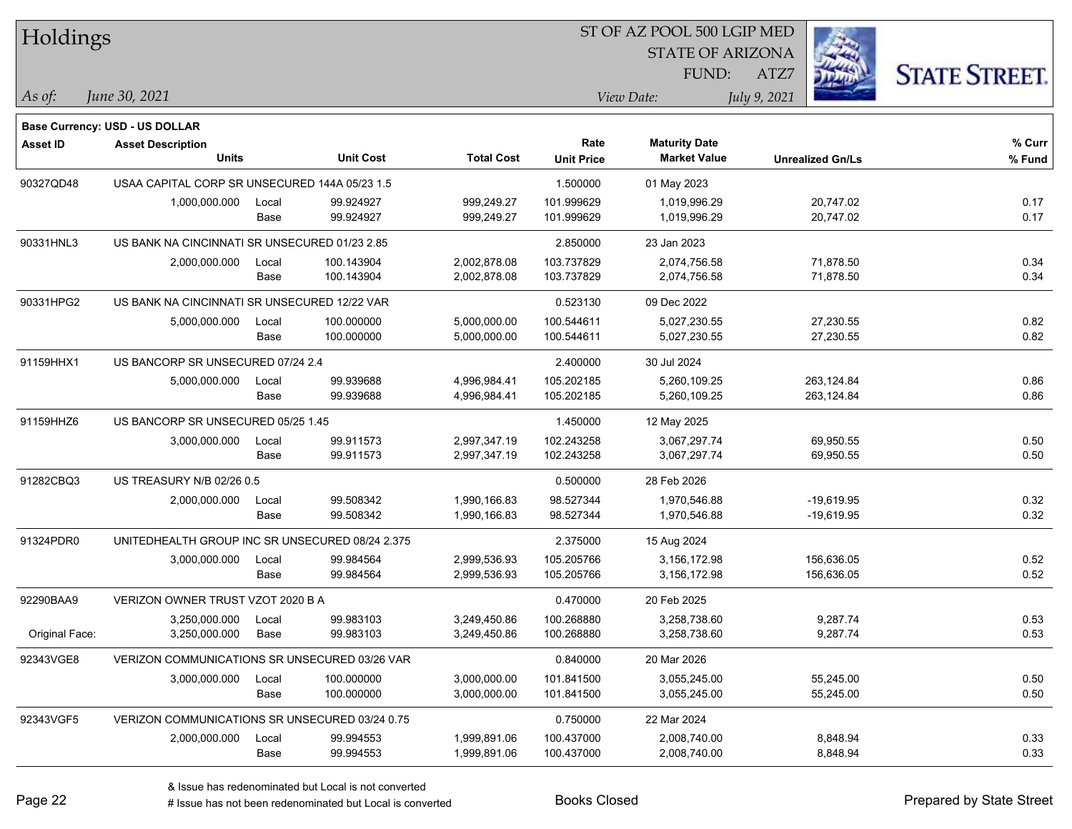# Holdings

ST OF AZ POOL 500 LGIP MED
STATE OF ARIZONA
FUND: ATZ7

*As of:* *June 30, 2021*

*View Date:* *July 9, 2021*

**Base Currency: USD - US DOLLAR**

| Asset ID | Asset Description / Units | | Unit Cost | Total Cost | Rate / Unit Price | Maturity Date / Market Value | Unrealized Gn/Ls | % Curr / % Fund |
|---|---|---|---|---|---|---|---|---|
| 90327QD48 | USAA CAPITAL CORP SR UNSECURED 144A 05/23 1.5 | | | | 1.500000 | 01 May 2023 | | |
| | 1,000,000.000 | Local | 99.924927 | 999,249.27 | 101.999629 | 1,019,996.29 | 20,747.02 | 0.17 |
| | | Base | 99.924927 | 999,249.27 | 101.999629 | 1,019,996.29 | 20,747.02 | 0.17 |
| 90331HNL3 | US BANK NA CINCINNATI SR UNSECURED 01/23 2.85 | | | | 2.850000 | 23 Jan 2023 | | |
| | 2,000,000.000 | Local | 100.143904 | 2,002,878.08 | 103.737829 | 2,074,756.58 | 71,878.50 | 0.34 |
| | | Base | 100.143904 | 2,002,878.08 | 103.737829 | 2,074,756.58 | 71,878.50 | 0.34 |
| 90331HPG2 | US BANK NA CINCINNATI SR UNSECURED 12/22 VAR | | | | 0.523130 | 09 Dec 2022 | | |
| | 5,000,000.000 | Local | 100.000000 | 5,000,000.00 | 100.544611 | 5,027,230.55 | 27,230.55 | 0.82 |
| | | Base | 100.000000 | 5,000,000.00 | 100.544611 | 5,027,230.55 | 27,230.55 | 0.82 |
| 91159HHX1 | US BANCORP SR UNSECURED 07/24 2.4 | | | | 2.400000 | 30 Jul 2024 | | |
| | 5,000,000.000 | Local | 99.939688 | 4,996,984.41 | 105.202185 | 5,260,109.25 | 263,124.84 | 0.86 |
| | | Base | 99.939688 | 4,996,984.41 | 105.202185 | 5,260,109.25 | 263,124.84 | 0.86 |
| 91159HHZ6 | US BANCORP SR UNSECURED 05/25 1.45 | | | | 1.450000 | 12 May 2025 | | |
| | 3,000,000.000 | Local | 99.911573 | 2,997,347.19 | 102.243258 | 3,067,297.74 | 69,950.55 | 0.50 |
| | | Base | 99.911573 | 2,997,347.19 | 102.243258 | 3,067,297.74 | 69,950.55 | 0.50 |
| 91282CBQ3 | US TREASURY N/B 02/26 0.5 | | | | 0.500000 | 28 Feb 2026 | | |
| | 2,000,000.000 | Local | 99.508342 | 1,990,166.83 | 98.527344 | 1,970,546.88 | -19,619.95 | 0.32 |
| | | Base | 99.508342 | 1,990,166.83 | 98.527344 | 1,970,546.88 | -19,619.95 | 0.32 |
| 91324PDR0 | UNITEDHEALTH GROUP INC SR UNSECURED 08/24 2.375 | | | | 2.375000 | 15 Aug 2024 | | |
| | 3,000,000.000 | Local | 99.984564 | 2,999,536.93 | 105.205766 | 3,156,172.98 | 156,636.05 | 0.52 |
| | | Base | 99.984564 | 2,999,536.93 | 105.205766 | 3,156,172.98 | 156,636.05 | 0.52 |
| 92290BAA9 | VERIZON OWNER TRUST VZOT 2020 B A | | | | 0.470000 | 20 Feb 2025 | | |
| | 3,250,000.000 | Local | 99.983103 | 3,249,450.86 | 100.268880 | 3,258,738.60 | 9,287.74 | 0.53 |
| Original Face: | 3,250,000.000 | Base | 99.983103 | 3,249,450.86 | 100.268880 | 3,258,738.60 | 9,287.74 | 0.53 |
| 92343VGE8 | VERIZON COMMUNICATIONS SR UNSECURED 03/26 VAR | | | | 0.840000 | 20 Mar 2026 | | |
| | 3,000,000.000 | Local | 100.000000 | 3,000,000.00 | 101.841500 | 3,055,245.00 | 55,245.00 | 0.50 |
| | | Base | 100.000000 | 3,000,000.00 | 101.841500 | 3,055,245.00 | 55,245.00 | 0.50 |
| 92343VGF5 | VERIZON COMMUNICATIONS SR UNSECURED 03/24 0.75 | | | | 0.750000 | 22 Mar 2024 | | |
| | 2,000,000.000 | Local | 99.994553 | 1,999,891.06 | 100.437000 | 2,008,740.00 | 8,848.94 | 0.33 |
| | | Base | 99.994553 | 1,999,891.06 | 100.437000 | 2,008,740.00 | 8,848.94 | 0.33 |

& Issue has redenominated but Local is not converted
# Issue has not been redenominated but Local is converted

Books Closed

Prepared by State Street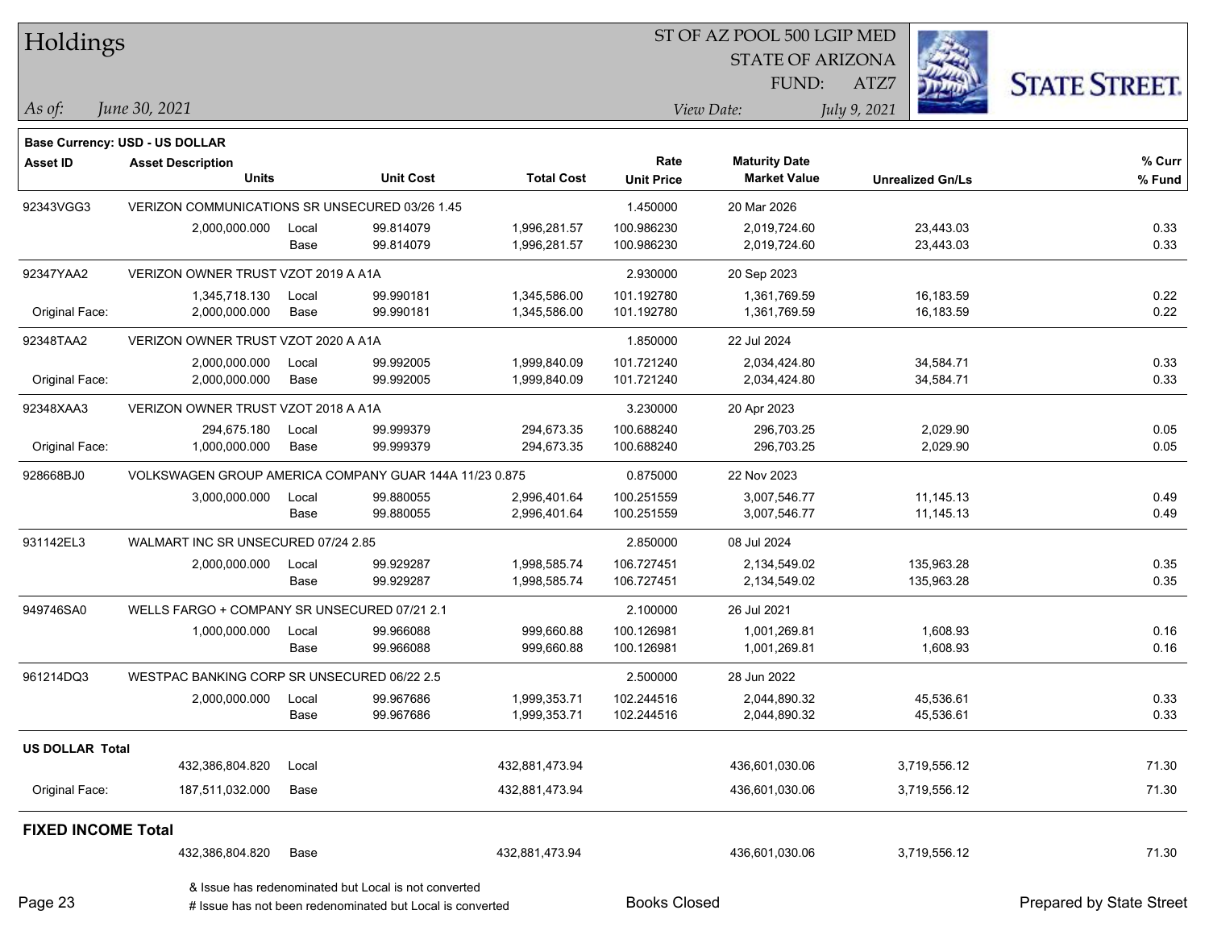# Holdings

ST OF AZ POOL 500 LGIP MED
STATE OF ARIZONA
FUND: ATZ7

*As of:* *June 30, 2021*

*View Date:* *July 9, 2021*

**Base Currency: USD - US DOLLAR**

| Asset ID | Asset Description / Units | | Unit Cost | Total Cost | Rate / Unit Price | Maturity Date / Market Value | Unrealized Gn/Ls | % Curr / % Fund |
|---|---|---|---|---|---|---|---|---|
| 92343VGG3 | VERIZON COMMUNICATIONS SR UNSECURED 03/26 1.45 | | | | 1.450000 | 20 Mar 2026 | | |
| | 2,000,000.000 | Local | 99.814079 | 1,996,281.57 | 100.986230 | 2,019,724.60 | 23,443.03 | 0.33 |
| | | Base | 99.814079 | 1,996,281.57 | 100.986230 | 2,019,724.60 | 23,443.03 | 0.33 |
| 92347YAA2 | VERIZON OWNER TRUST VZOT 2019 A A1A | | | | 2.930000 | 20 Sep 2023 | | |
| | 1,345,718.130 | Local | 99.990181 | 1,345,586.00 | 101.192780 | 1,361,769.59 | 16,183.59 | 0.22 |
| Original Face: | 2,000,000.000 | Base | 99.990181 | 1,345,586.00 | 101.192780 | 1,361,769.59 | 16,183.59 | 0.22 |
| 92348TAA2 | VERIZON OWNER TRUST VZOT 2020 A A1A | | | | 1.850000 | 22 Jul 2024 | | |
| | 2,000,000.000 | Local | 99.992005 | 1,999,840.09 | 101.721240 | 2,034,424.80 | 34,584.71 | 0.33 |
| Original Face: | 2,000,000.000 | Base | 99.992005 | 1,999,840.09 | 101.721240 | 2,034,424.80 | 34,584.71 | 0.33 |
| 92348XAA3 | VERIZON OWNER TRUST VZOT 2018 A A1A | | | | 3.230000 | 20 Apr 2023 | | |
| | 294,675.180 | Local | 99.999379 | 294,673.35 | 100.688240 | 296,703.25 | 2,029.90 | 0.05 |
| Original Face: | 1,000,000.000 | Base | 99.999379 | 294,673.35 | 100.688240 | 296,703.25 | 2,029.90 | 0.05 |
| 928668BJ0 | VOLKSWAGEN GROUP AMERICA COMPANY GUAR 144A 11/23 0.875 | | | | 0.875000 | 22 Nov 2023 | | |
| | 3,000,000.000 | Local | 99.880055 | 2,996,401.64 | 100.251559 | 3,007,546.77 | 11,145.13 | 0.49 |
| | | Base | 99.880055 | 2,996,401.64 | 100.251559 | 3,007,546.77 | 11,145.13 | 0.49 |
| 931142EL3 | WALMART INC SR UNSECURED 07/24 2.85 | | | | 2.850000 | 08 Jul 2024 | | |
| | 2,000,000.000 | Local | 99.929287 | 1,998,585.74 | 106.727451 | 2,134,549.02 | 135,963.28 | 0.35 |
| | | Base | 99.929287 | 1,998,585.74 | 106.727451 | 2,134,549.02 | 135,963.28 | 0.35 |
| 949746SA0 | WELLS FARGO + COMPANY SR UNSECURED 07/21 2.1 | | | | 2.100000 | 26 Jul 2021 | | |
| | 1,000,000.000 | Local | 99.966088 | 999,660.88 | 100.126981 | 1,001,269.81 | 1,608.93 | 0.16 |
| | | Base | 99.966088 | 999,660.88 | 100.126981 | 1,001,269.81 | 1,608.93 | 0.16 |
| 961214DQ3 | WESTPAC BANKING CORP SR UNSECURED 06/22 2.5 | | | | 2.500000 | 28 Jun 2022 | | |
| | 2,000,000.000 | Local | 99.967686 | 1,999,353.71 | 102.244516 | 2,044,890.32 | 45,536.61 | 0.33 |
| | | Base | 99.967686 | 1,999,353.71 | 102.244516 | 2,044,890.32 | 45,536.61 | 0.33 |
| **US DOLLAR Total** | | | | | | | | |
| | 432,386,804.820 | Local | | 432,881,473.94 | | 436,601,030.06 | 3,719,556.12 | 71.30 |
| Original Face: | 187,511,032.000 | Base | | 432,881,473.94 | | 436,601,030.06 | 3,719,556.12 | 71.30 |
| **FIXED INCOME Total** | | | | | | | | |
| | 432,386,804.820 | Base | | 432,881,473.94 | | 436,601,030.06 | 3,719,556.12 | 71.30 |

& Issue has redenominated but Local is not converted
# Issue has not been redenominated but Local is converted

Books Closed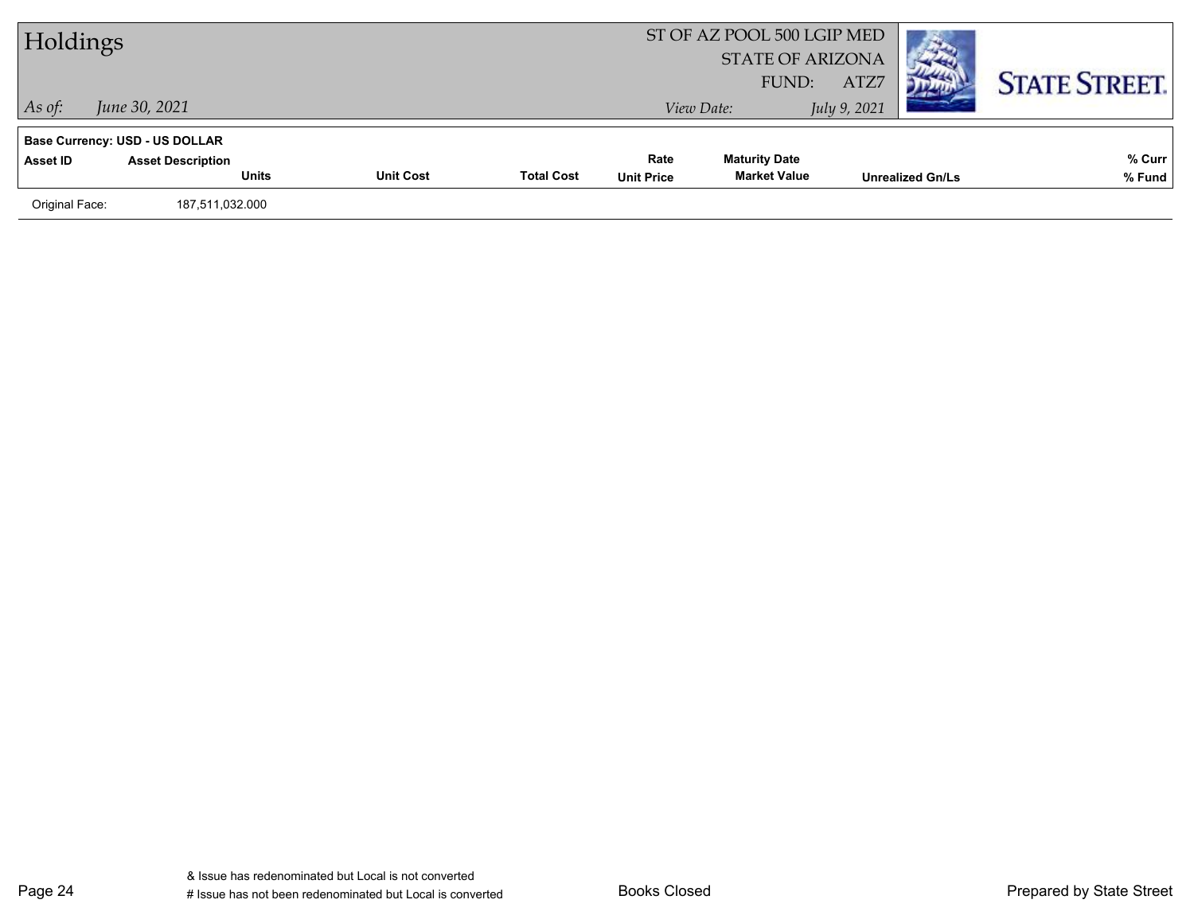| Asset ID | Asset Description<br>Units | Unit Cost | Total Cost | Rate<br>Unit Price | Maturity Date<br>Market Value | Unrealized Gn/Ls | % Curr<br>% Fund |
|---|---|---|---|---|---|---|---|
| Original Face: | 187,511,032.000 | | | | | | |

& Issue has redenominated but Local is not converted

# Issue has not been redenominated but Local is converted

Books Closed

Prepared by State Street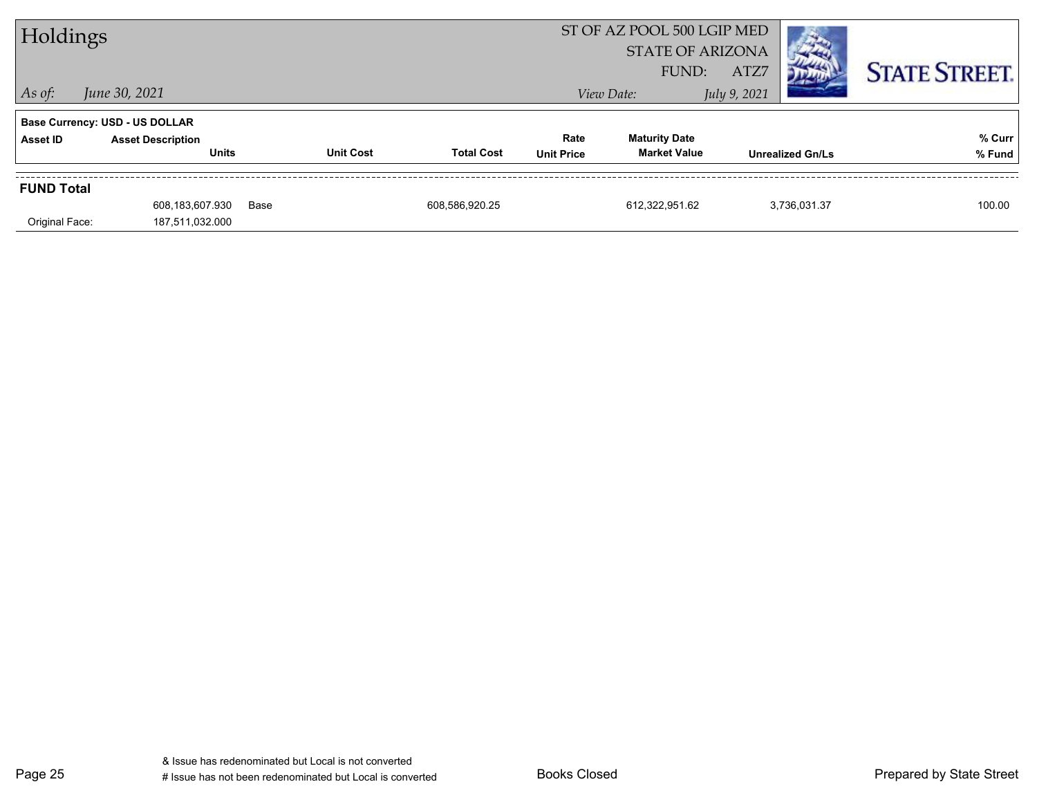# Holdings

ST OF AZ POOL 500 LGIP MED
STATE OF ARIZONA
FUND: ATZ7

*As of:* *June 30, 2021*

*View Date:* *July 9, 2021*

STATE STREET.

**Base Currency: USD - US DOLLAR**

| Asset ID | Asset Description / Units | Unit Cost | Total Cost | Rate / Unit Price | Maturity Date / Market Value | Unrealized Gn/Ls | % Curr / % Fund |
|---|---|---|---|---|---|---|---|
| **FUND Total** | | | | | | | |
| | 608,183,607.930 | Base | 608,586,920.25 | | 612,322,951.62 | 3,736,031.37 | 100.00 |
| Original Face: | 187,511,032.000 | | | | | | |

& Issue has redenominated but Local is not converted
# Issue has not been redenominated but Local is converted

Books Closed

Prepared by State Street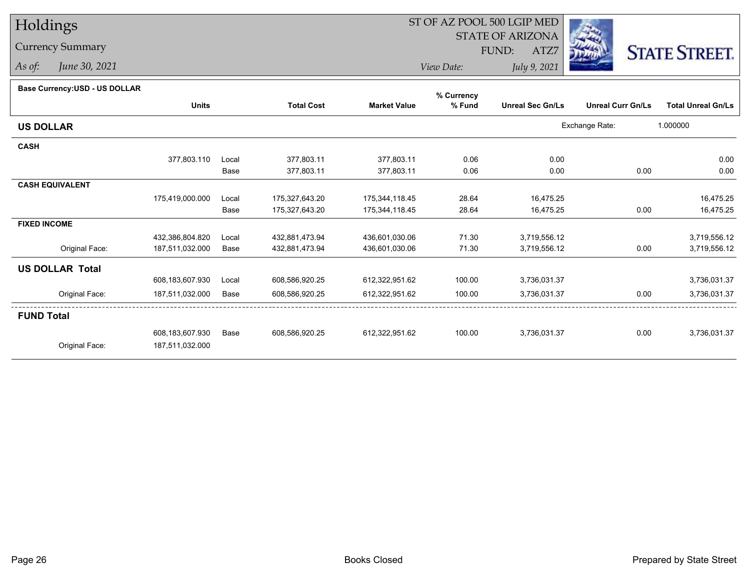# Holdings

## Currency Summary

*As of:* *June 30, 2021*

ST OF AZ POOL 500 LGIP MED
STATE OF ARIZONA
FUND: ATZ7
*View Date:* *July 9, 2021*

STATE STREET.

**Base Currency:USD - US DOLLAR**

| | Units | | Total Cost | Market Value | % Currency % Fund | Unreal Sec Gn/Ls | Unreal Curr Gn/Ls | Total Unreal Gn/Ls |
|---|---|---|---|---|---|---|---|---|
| **US DOLLAR** | | | | | | Exchange Rate: | 1.000000 | |
| **CASH** | | | | | | | | |
| | 377,803.110 | Local | 377,803.11 | 377,803.11 | 0.06 | 0.00 | | 0.00 |
| | | Base | 377,803.11 | 377,803.11 | 0.06 | 0.00 | 0.00 | 0.00 |
| **CASH EQUIVALENT** | | | | | | | | |
| | 175,419,000.000 | Local | 175,327,643.20 | 175,344,118.45 | 28.64 | 16,475.25 | | 16,475.25 |
| | | Base | 175,327,643.20 | 175,344,118.45 | 28.64 | 16,475.25 | 0.00 | 16,475.25 |
| **FIXED INCOME** | | | | | | | | |
| | 432,386,804.820 | Local | 432,881,473.94 | 436,601,030.06 | 71.30 | 3,719,556.12 | | 3,719,556.12 |
| Original Face: | 187,511,032.000 | Base | 432,881,473.94 | 436,601,030.06 | 71.30 | 3,719,556.12 | 0.00 | 3,719,556.12 |
| **US DOLLAR Total** | | | | | | | | |
| | 608,183,607.930 | Local | 608,586,920.25 | 612,322,951.62 | 100.00 | 3,736,031.37 | | 3,736,031.37 |
| Original Face: | 187,511,032.000 | Base | 608,586,920.25 | 612,322,951.62 | 100.00 | 3,736,031.37 | 0.00 | 3,736,031.37 |
| **FUND Total** | | | | | | | | |
| | 608,183,607.930 | Base | 608,586,920.25 | 612,322,951.62 | 100.00 | 3,736,031.37 | 0.00 | 3,736,031.37 |
| Original Face: | 187,511,032.000 | | | | | | | |

Books Closed

Prepared by State Street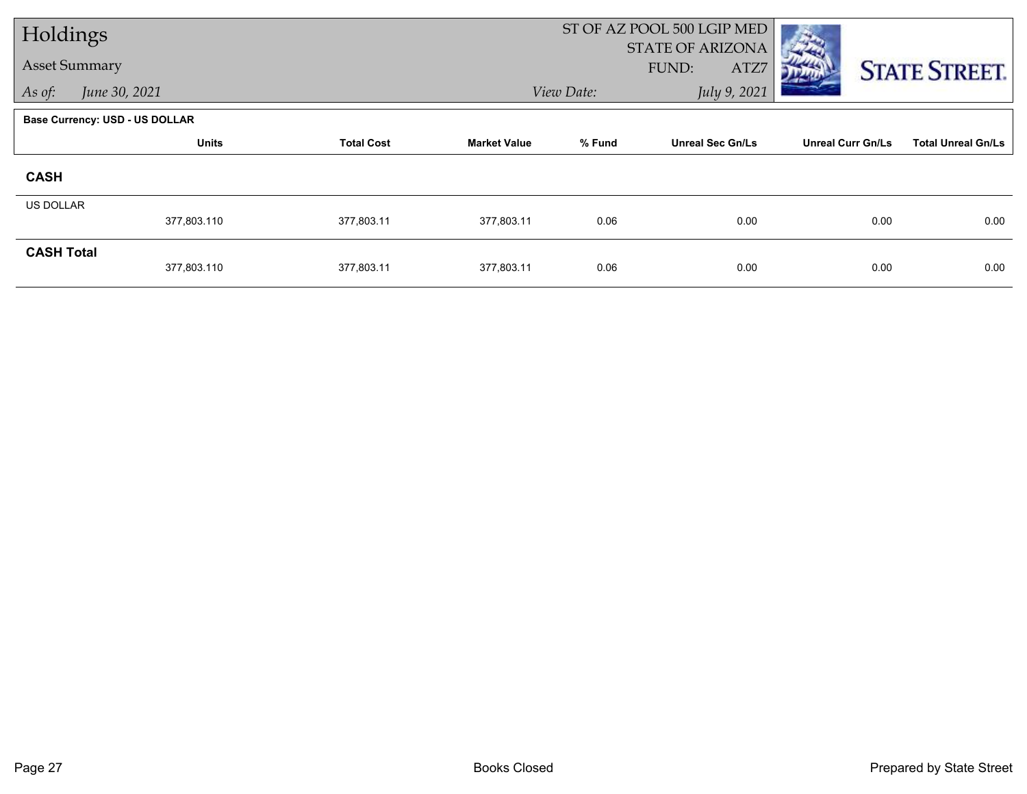# Holdings

## Asset Summary

*As of:* June 30, 2021

ST OF AZ POOL 500 LGIP MED
STATE OF ARIZONA
FUND: ATZ7

*View Date:* July 9, 2021

**Base Currency: USD - US DOLLAR**

| | Units | Total Cost | Market Value | % Fund | Unreal Sec Gn/Ls | Unreal Curr Gn/Ls | Total Unreal Gn/Ls |
|---|---|---|---|---|---|---|---|
| **CASH** | | | | | | | |
| US DOLLAR | 377,803.110 | 377,803.11 | 377,803.11 | 0.06 | 0.00 | 0.00 | 0.00 |
| **CASH Total** | 377,803.110 | 377,803.11 | 377,803.11 | 0.06 | 0.00 | 0.00 | 0.00 |

Books Closed

Prepared by State Street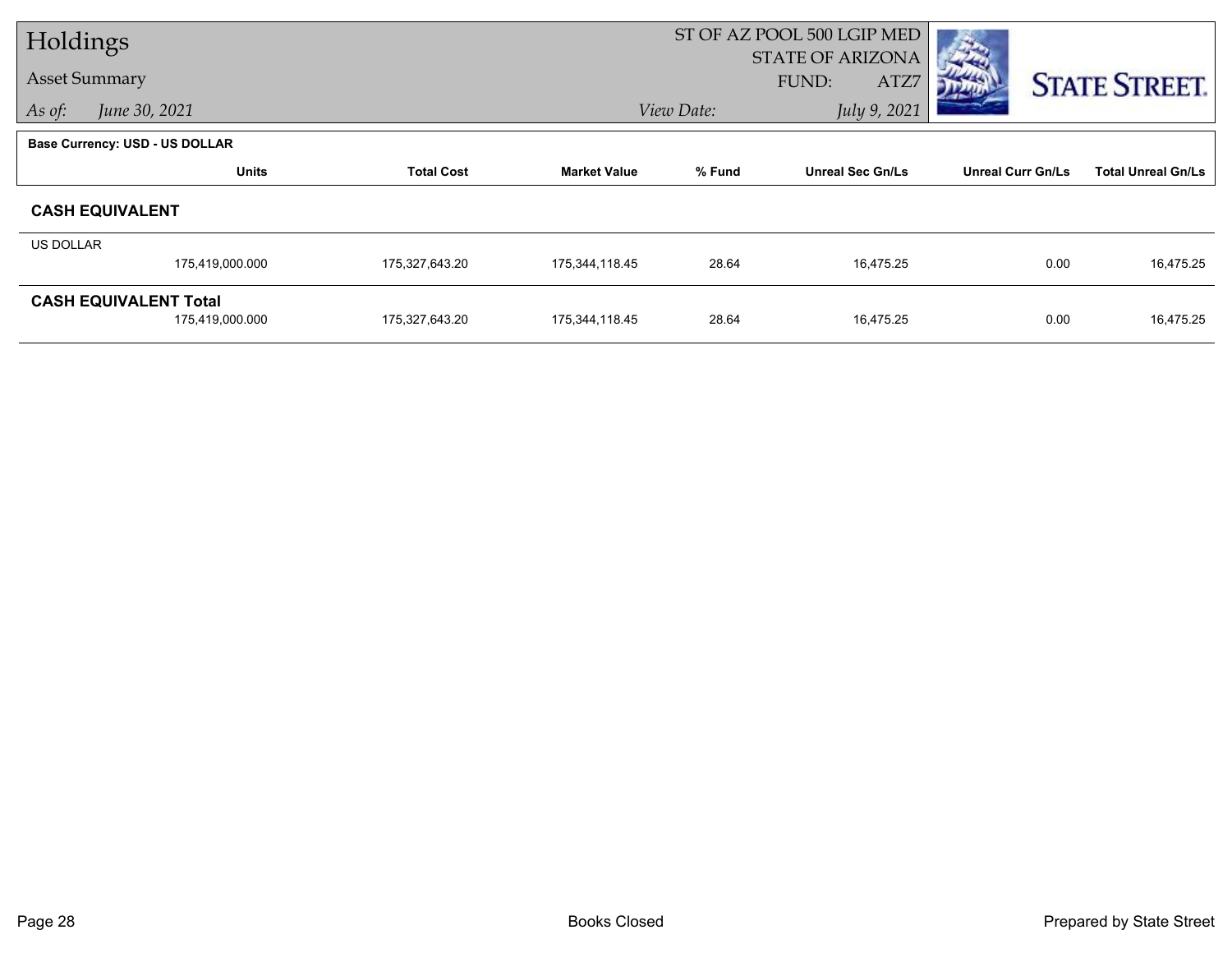# Holdings

## Asset Summary

*As of:* *June 30, 2021*

ST OF AZ POOL 500 LGIP MED
STATE OF ARIZONA
FUND: ATZ7

*View Date:* *July 9, 2021*

**Base Currency: USD - US DOLLAR**

| | Units | Total Cost | Market Value | % Fund | Unreal Sec Gn/Ls | Unreal Curr Gn/Ls | Total Unreal Gn/Ls |
|---|---|---|---|---|---|---|---|
| **CASH EQUIVALENT** | | | | | | | |
| US DOLLAR | 175,419,000.000 | 175,327,643.20 | 175,344,118.45 | 28.64 | 16,475.25 | 0.00 | 16,475.25 |
| **CASH EQUIVALENT Total** | 175,419,000.000 | 175,327,643.20 | 175,344,118.45 | 28.64 | 16,475.25 | 0.00 | 16,475.25 |

Books Closed

Prepared by State Street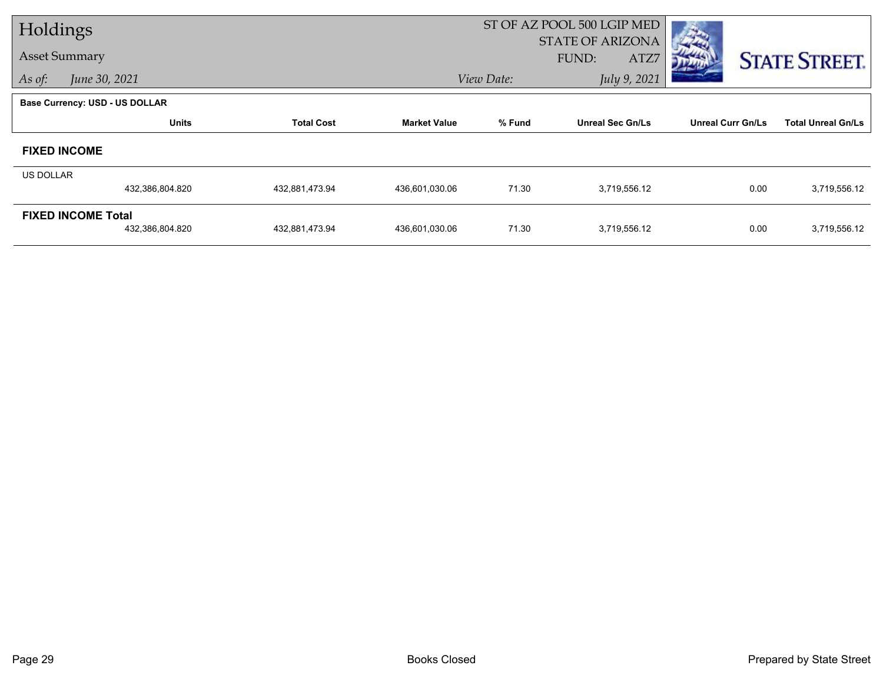# Holdings

## Asset Summary

*As of:* *June 30, 2021*

ST OF AZ POOL 500 LGIP MED
STATE OF ARIZONA
FUND: ATZ7

*View Date:* *July 9, 2021*

STATE STREET.

**Base Currency: USD - US DOLLAR**

| | Units | Total Cost | Market Value | % Fund | Unreal Sec Gn/Ls | Unreal Curr Gn/Ls | Total Unreal Gn/Ls |
|---|---|---|---|---|---|---|---|
| **FIXED INCOME** | | | | | | | |
| US DOLLAR | 432,386,804.820 | 432,881,473.94 | 436,601,030.06 | 71.30 | 3,719,556.12 | 0.00 | 3,719,556.12 |
| **FIXED INCOME Total** | 432,386,804.820 | 432,881,473.94 | 436,601,030.06 | 71.30 | 3,719,556.12 | 0.00 | 3,719,556.12 |

Books Closed

Prepared by State Street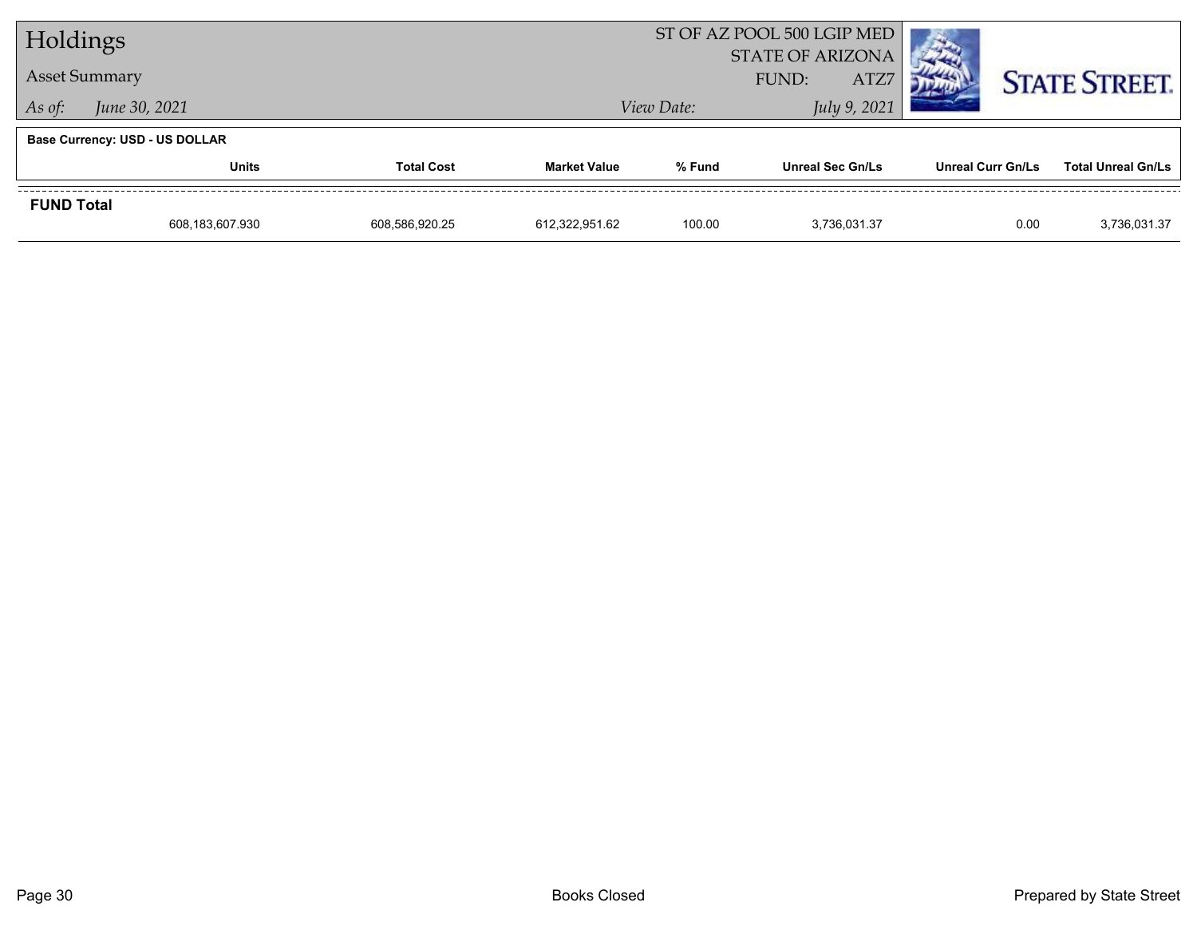# Holdings

## Asset Summary

ST OF AZ POOL 500 LGIP MED
STATE OF ARIZONA
FUND: ATZ7

*As of:* *June 30, 2021*

*View Date:* *July 9, 2021*

**Base Currency: USD - US DOLLAR**

| | Units | Total Cost | Market Value | % Fund | Unreal Sec Gn/Ls | Unreal Curr Gn/Ls | Total Unreal Gn/Ls |
|---|---|---|---|---|---|---|---|
| **FUND Total** | 608,183,607.930 | 608,586,920.25 | 612,322,951.62 | 100.00 | 3,736,031.37 | 0.00 | 3,736,031.37 |

Books Closed

Prepared by State Street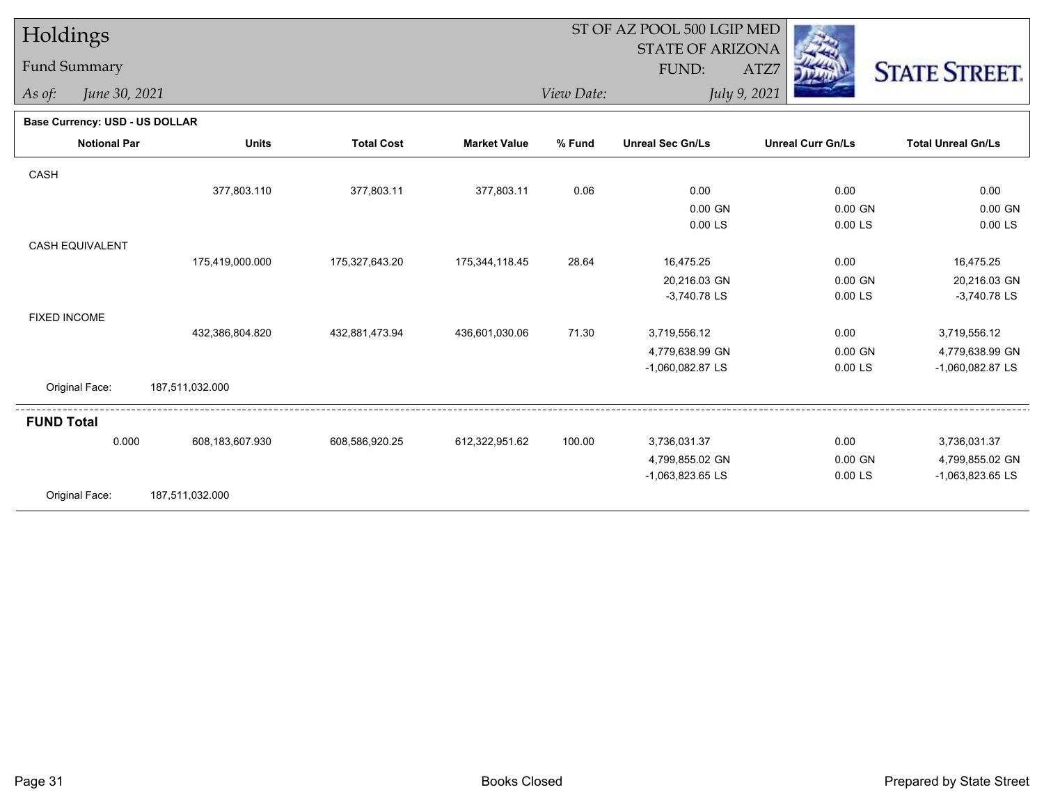# Holdings

Fund Summary

*As of:* *June 30, 2021*

ST OF AZ POOL 500 LGIP MED
STATE OF ARIZONA
FUND: ATZ7

*View Date:* *July 9, 2021*

STATE STREET.

**Base Currency: USD - US DOLLAR**

| Notional Par | Units | Total Cost | Market Value | % Fund | Unreal Sec Gn/Ls | Unreal Curr Gn/Ls | Total Unreal Gn/Ls |
|---|---|---|---|---|---|---|---|
| CASH | | | | | | | |
| | 377,803.110 | 377,803.11 | 377,803.11 | 0.06 | 0.00 | 0.00 | 0.00 |
| | | | | | 0.00 GN | 0.00 GN | 0.00 GN |
| | | | | | 0.00 LS | 0.00 LS | 0.00 LS |
| CASH EQUIVALENT | | | | | | | |
| | 175,419,000.000 | 175,327,643.20 | 175,344,118.45 | 28.64 | 16,475.25 | 0.00 | 16,475.25 |
| | | | | | 20,216.03 GN | 0.00 GN | 20,216.03 GN |
| | | | | | -3,740.78 LS | 0.00 LS | -3,740.78 LS |
| FIXED INCOME | | | | | | | |
| | 432,386,804.820 | 432,881,473.94 | 436,601,030.06 | 71.30 | 3,719,556.12 | 0.00 | 3,719,556.12 |
| | | | | | 4,779,638.99 GN | 0.00 GN | 4,779,638.99 GN |
| | | | | | -1,060,082.87 LS | 0.00 LS | -1,060,082.87 LS |
| Original Face: 187,511,032.000 | | | | | | | |
| **FUND Total** | | | | | | | |
| 0.000 | 608,183,607.930 | 608,586,920.25 | 612,322,951.62 | 100.00 | 3,736,031.37 | 0.00 | 3,736,031.37 |
| | | | | | 4,799,855.02 GN | 0.00 GN | 4,799,855.02 GN |
| | | | | | -1,063,823.65 LS | 0.00 LS | -1,063,823.65 LS |
| Original Face: 187,511,032.000 | | | | | | | |

Books Closed

Prepared by State Street